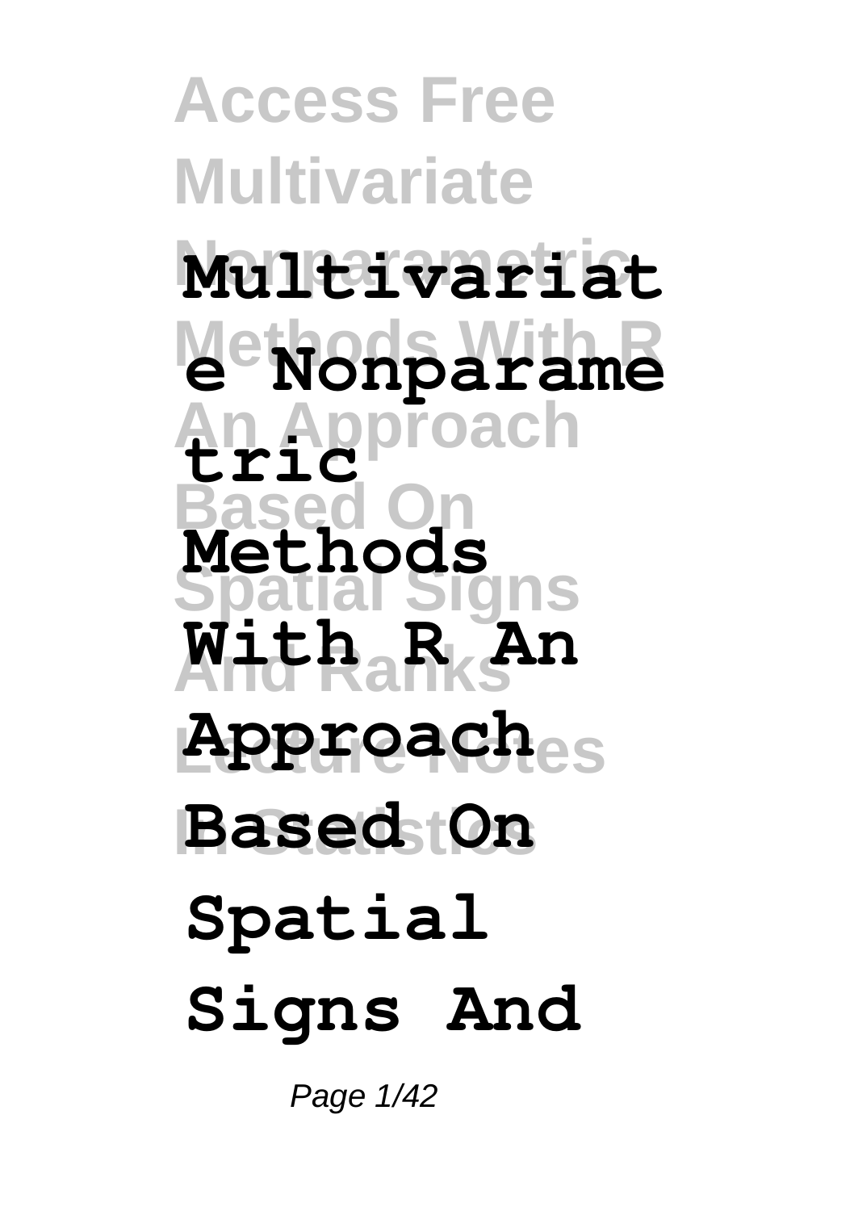# Multivariate Nonparametric Methods With R An Approach Based On Spatial Signs And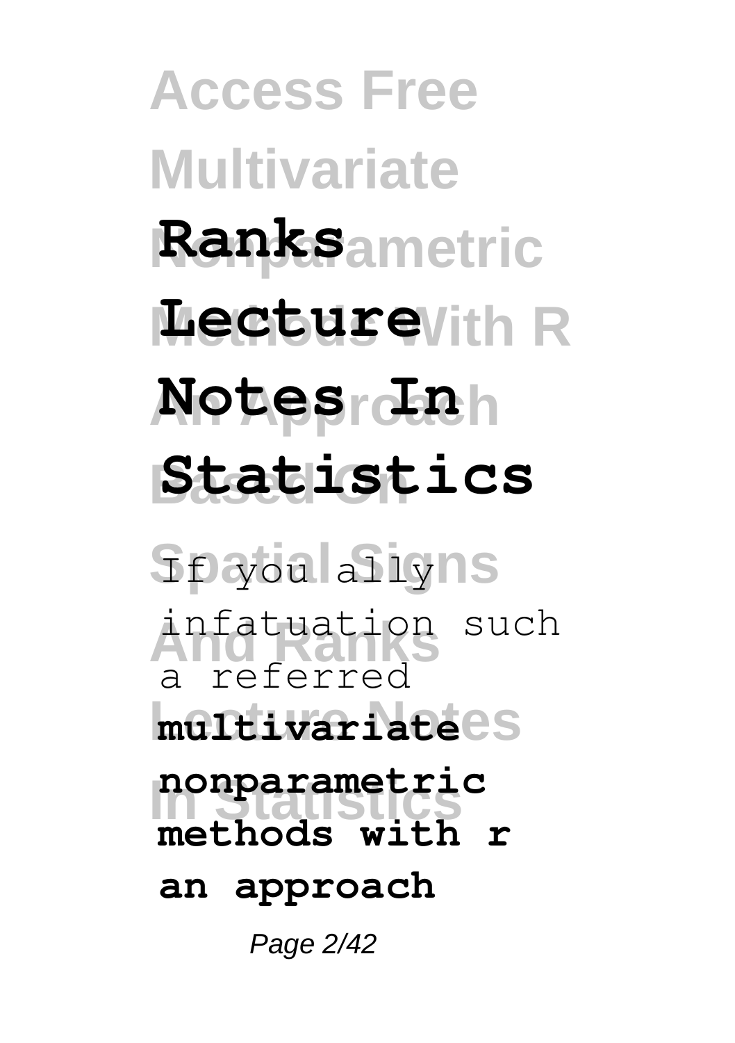**Ranks Lecture Notes In Statistics**

If you ally infatuation such a referred **multivariate nonparametric methods with r an approach**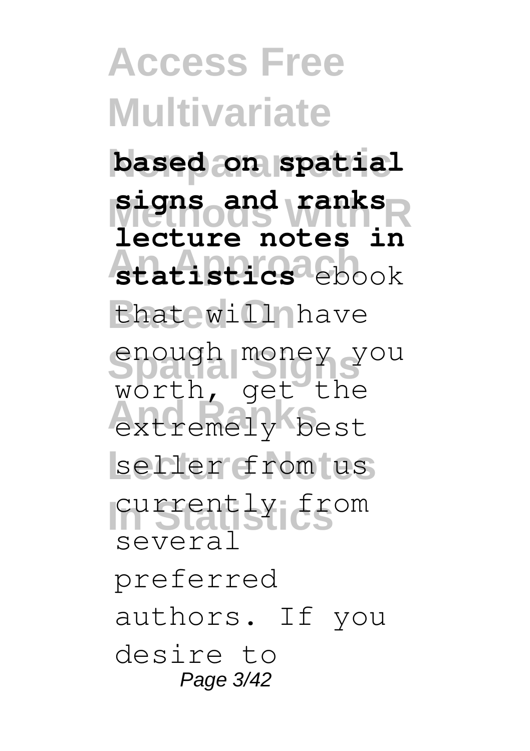**based on spatial signs and ranks lecture notes in statistics** ebook that will have enough money you worth, get the extremely best seller from us currently from several preferred authors. If you desire to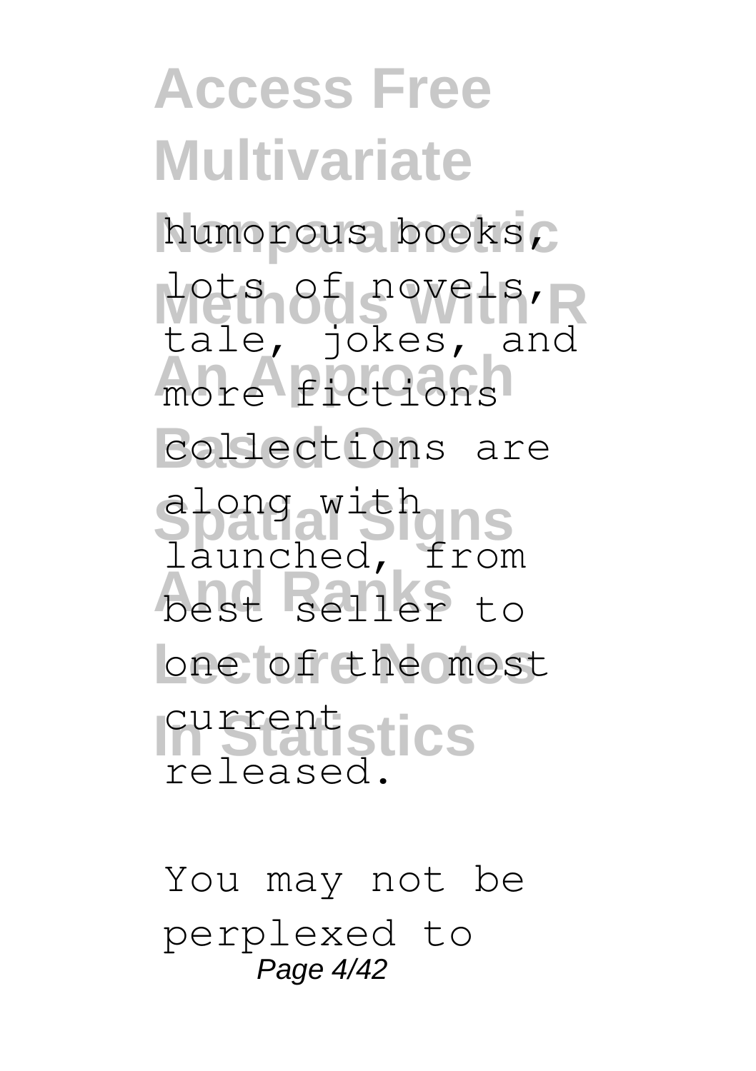humorous books, lots of novels, tale, jokes, and more fictions collections are along with launched, from best seller to one of the most current released.

You may not be perplexed to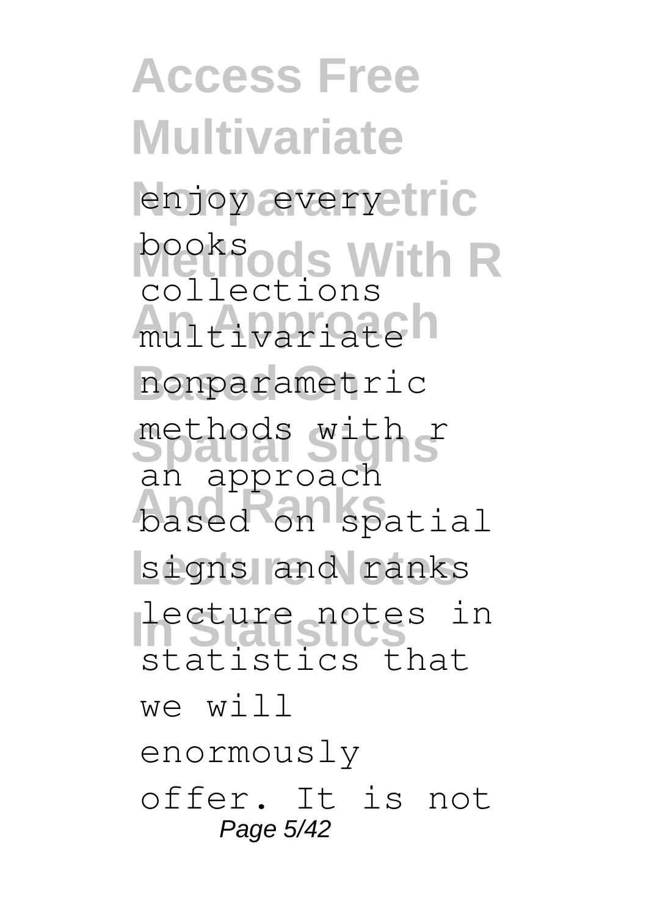enjoy every books collections multivariate nonparametric methods with r an approach based on spatial signs and ranks lecture notes in statistics that we will enormously offer. It is not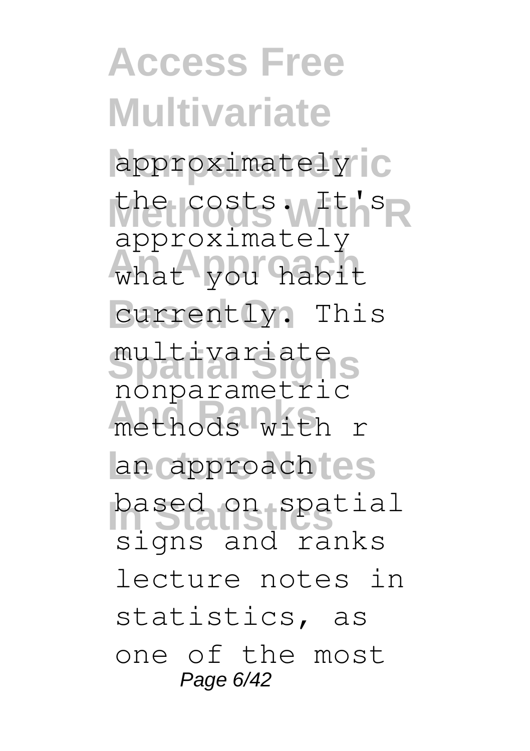approximately the costs. It's approximately what you habit currently. This multivariate nonparametric methods with r an approach based on spatial signs and ranks lecture notes in statistics, as one of the most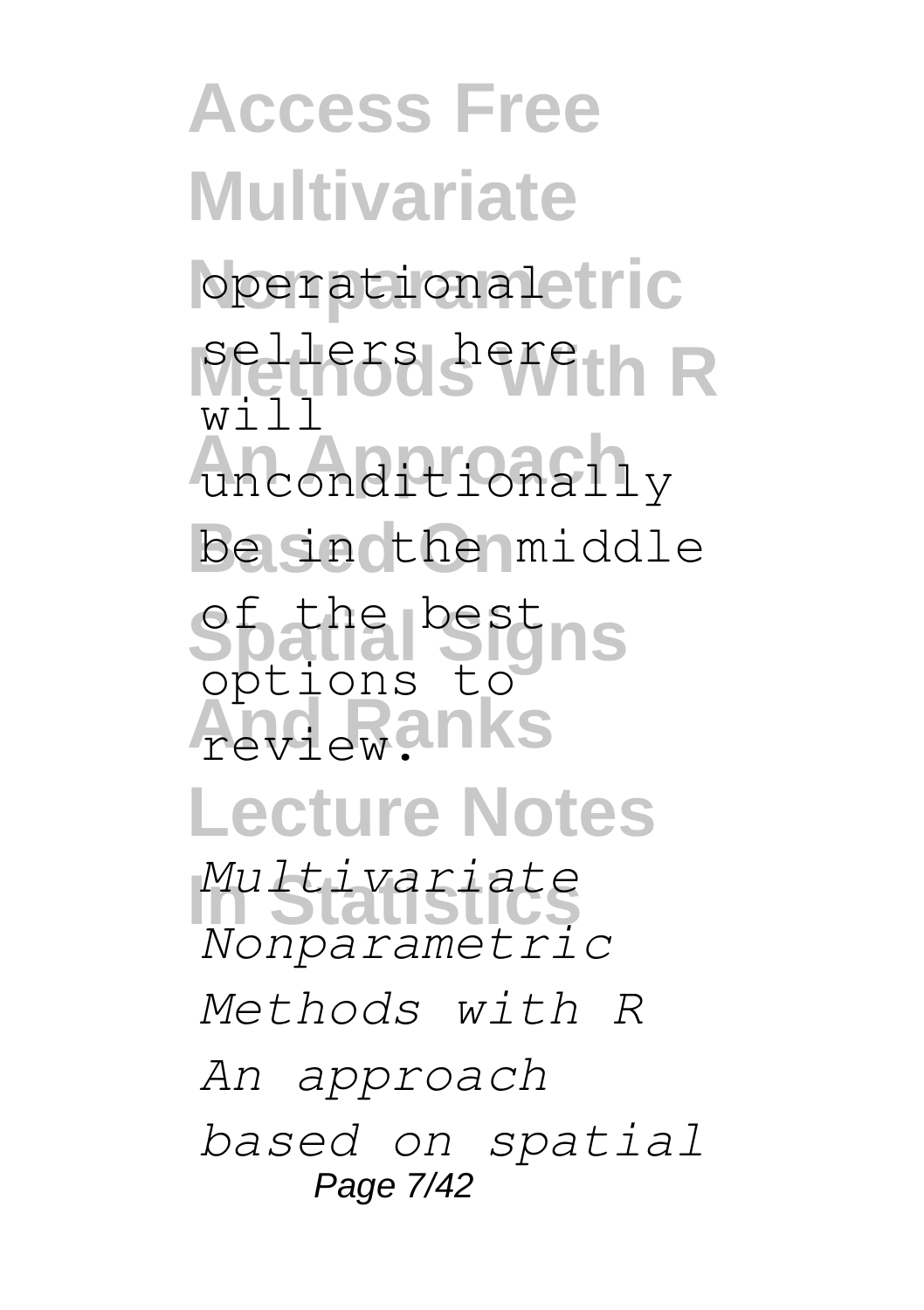operational sellers here will unconditionally be in the middle of the best options to review.

*Multivariate Nonparametric Methods with R An approach based on spatial*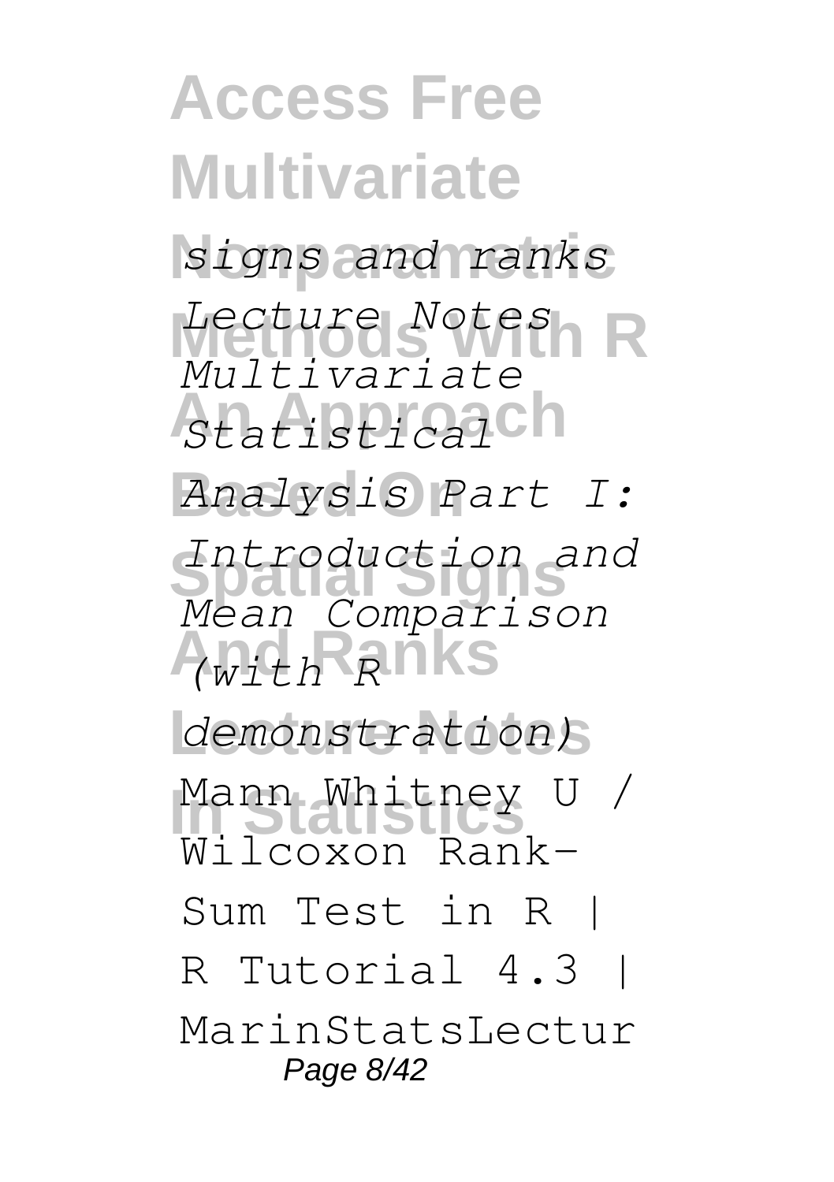*signs and ranks Lecture Notes Multivariate Statistical Analysis Part I: Introduction and Mean Comparison (with R demonstration)* Mann Whitney U / Wilcoxon Rank-Sum Test in R | R Tutorial 4.3 | MarinStatsLectur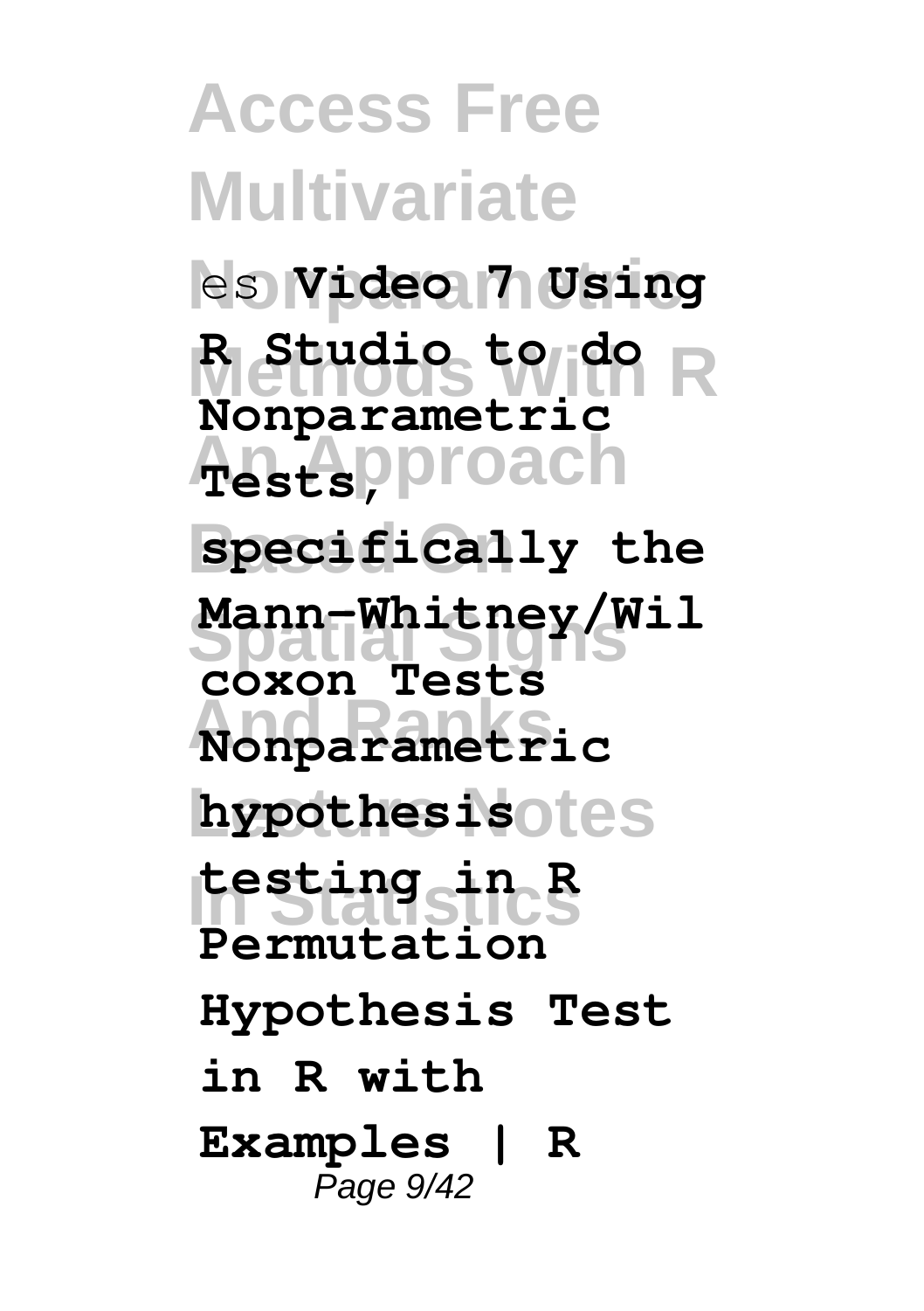es **Video 7 Using R Studio to do Nonparametric Tests, specifically the Mann-Whitney/Wilcoxon Tests** **Nonparametric hypothesis testing in R** **Permutation Hypothesis Test in R with Examples | R**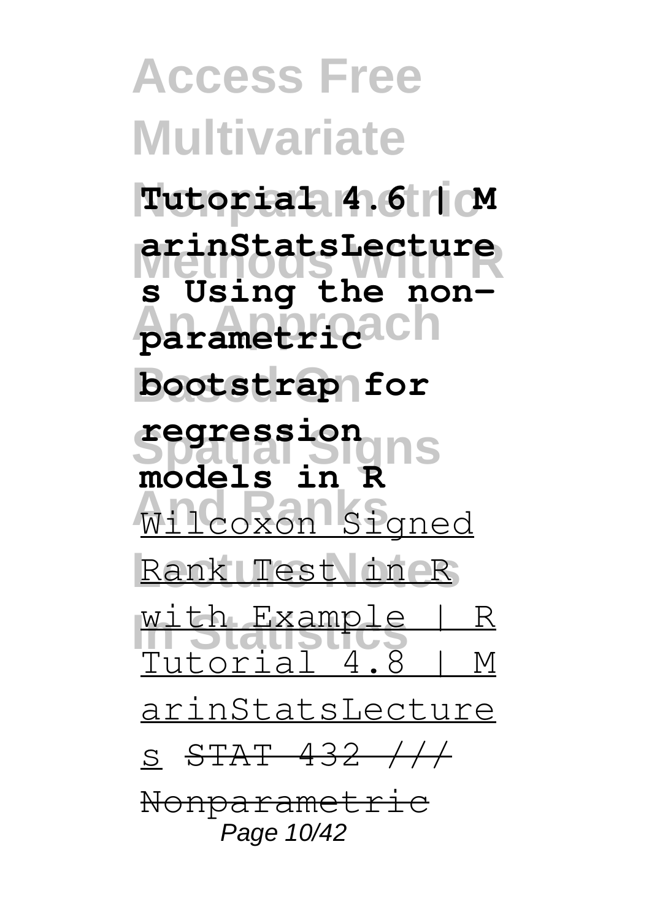**Tutorial 4.6 | MarinStatsLectures Using the non-parametric bootstrap for regression models in R** Wilcoxon Signed Rank Test in R with Example | R Tutorial 4.8 | MarinStatsLectures ~~STAT 432 /// Nonparametric~~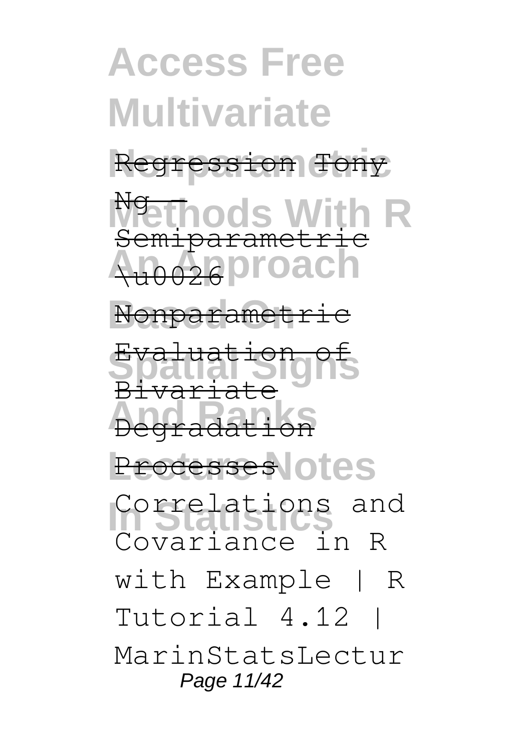Regression Tony Ng - Semiparametric \u0026 Nonparametric Evaluation of Bivariate Degradation Processes

Correlations and Covariance in R with Example | R Tutorial 4.12 | MarinStatsLectur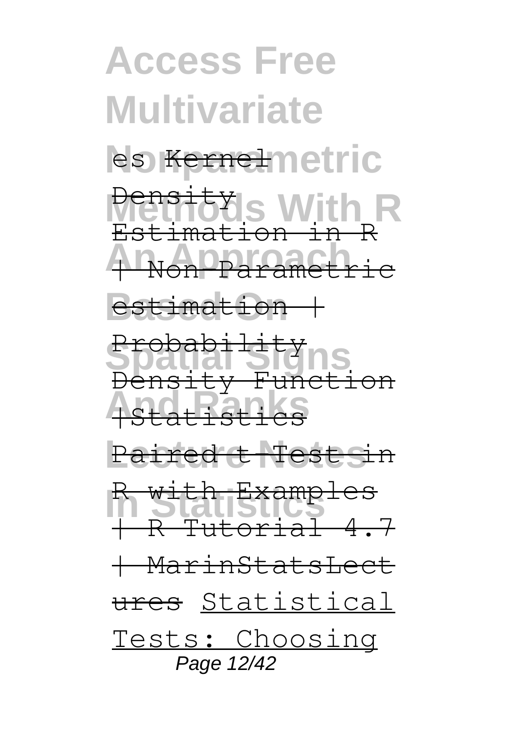es Kernel Density Estimation in R | Non-Parametric estimation | Probability Density Function |Statistics Paired t-Test in R with Examples | R Tutorial 4.7 | MarinStatsLectures Statistical Tests: Choosing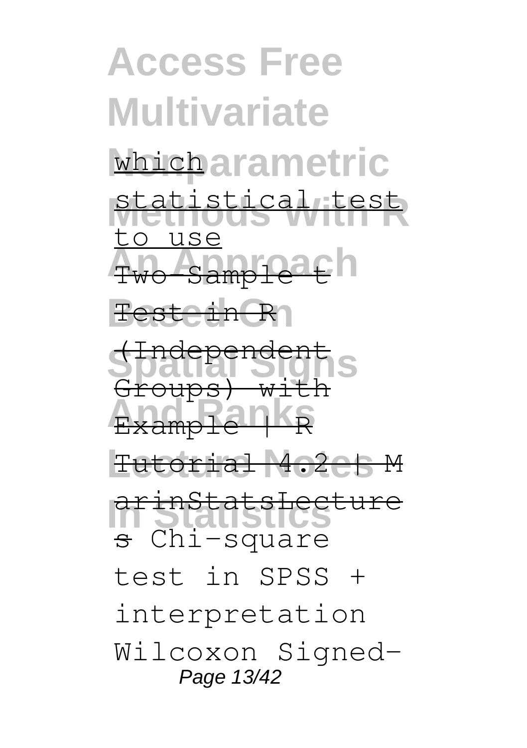which statistical test to use Two-Sample t Test in R (Independent Groups) with Example | R Tutorial 4.2 | MarinStatsLectures Chi-square test in SPSS + interpretation Wilcoxon Signed-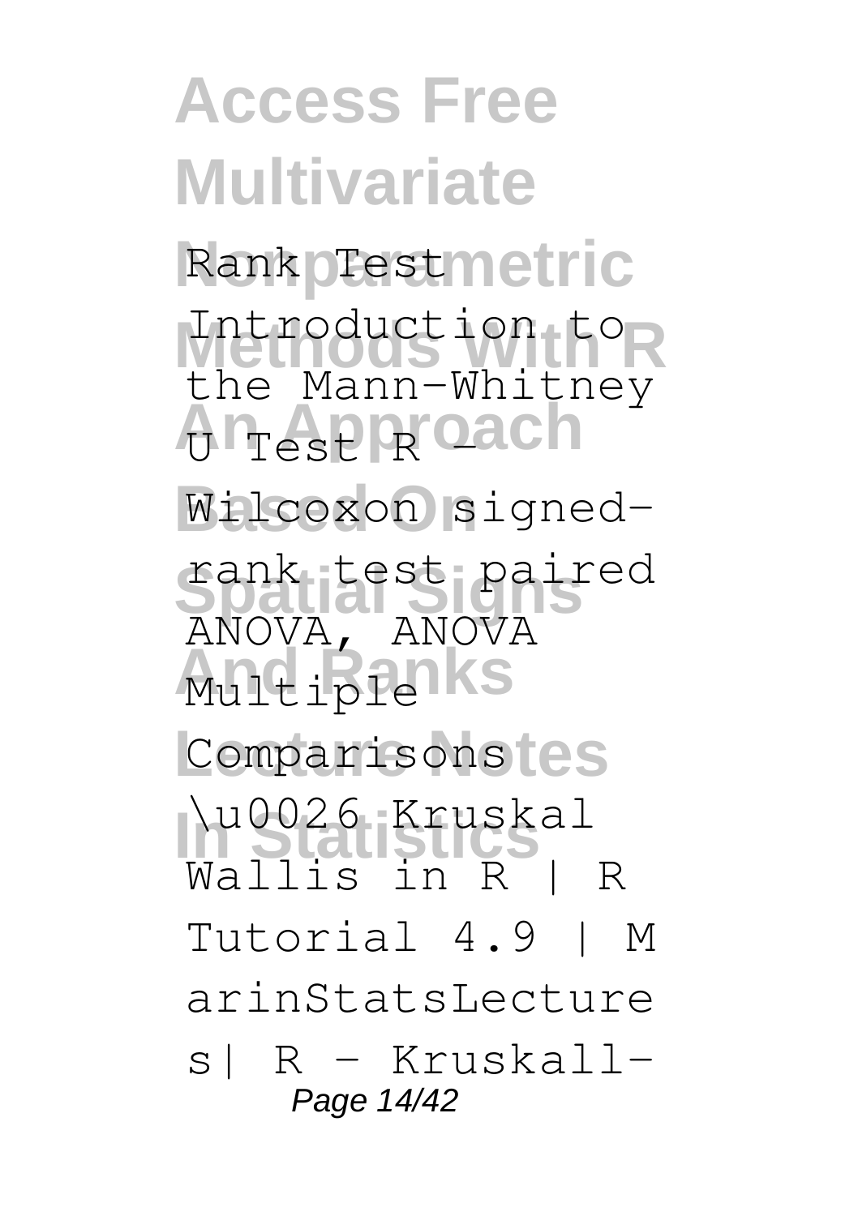Rank Test

Introduction to the Mann-Whitney U Test R - Wilcoxon signed-rank test paired ANOVA, ANOVA Multiple Comparisons \u0026 Kruskal Wallis in R | R Tutorial 4.9 | MarinStatsLectures| R - Kruskall-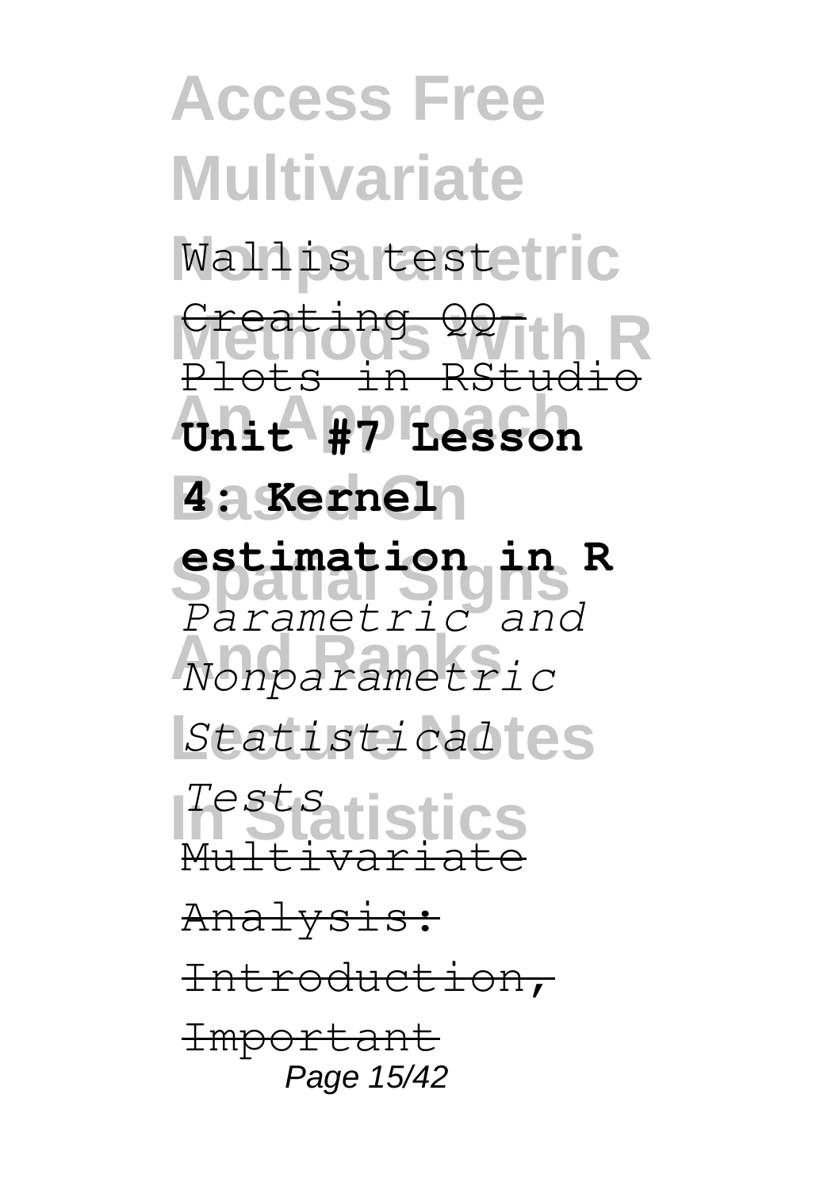Wallis test

~~Creating QQ-Plots in RStudio~~

**Unit #7 Lesson 4: Kernel estimation in R**

*Parametric and Nonparametric Statistical Tests*

~~Multivariate Analysis: Introduction, Important~~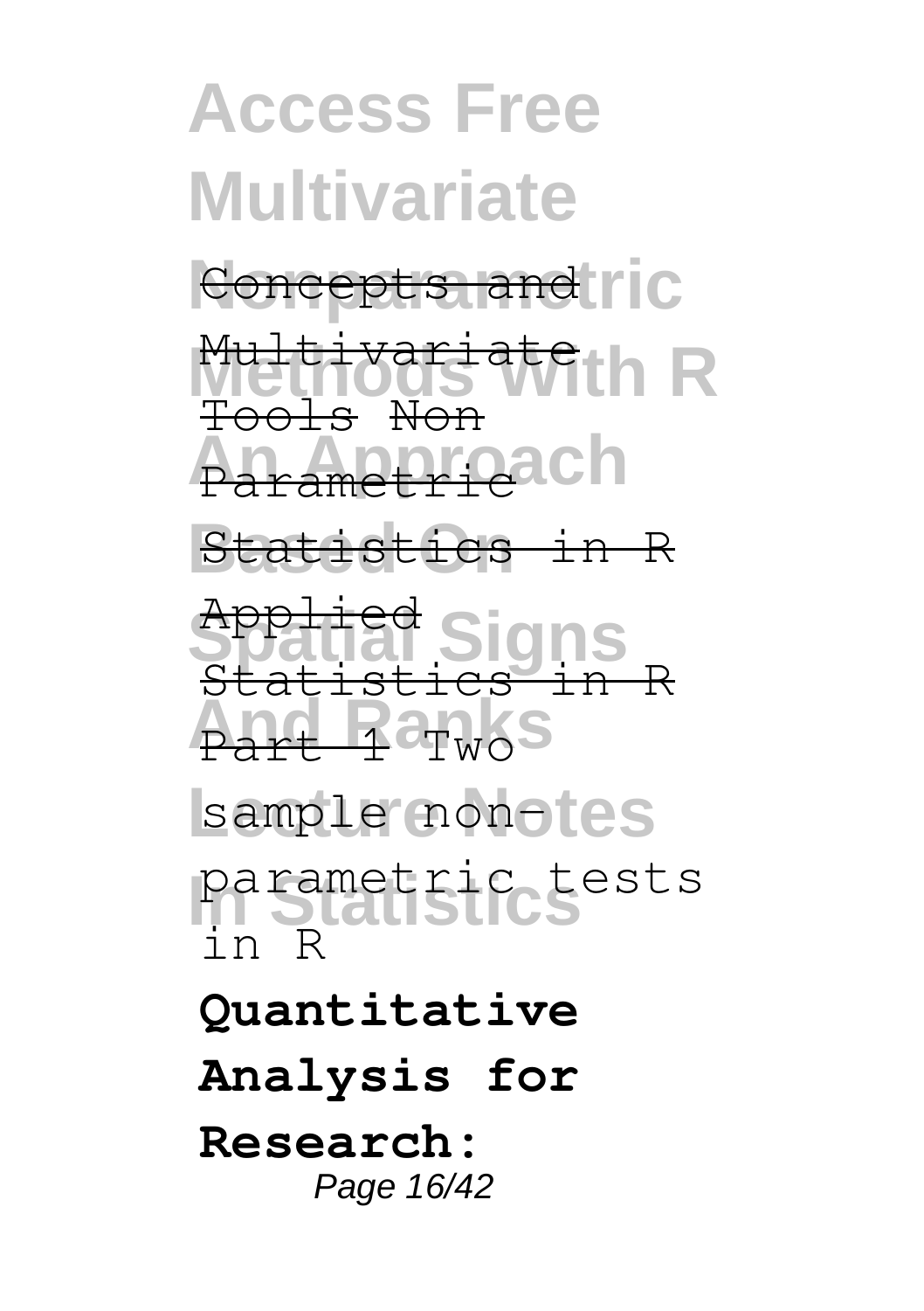Concepts and Multivariate Tools Non Parametric Statistics in R

Applied Statistics in R Part 1 Two sample non-parametric tests in R

**Quantitative Analysis for Research:**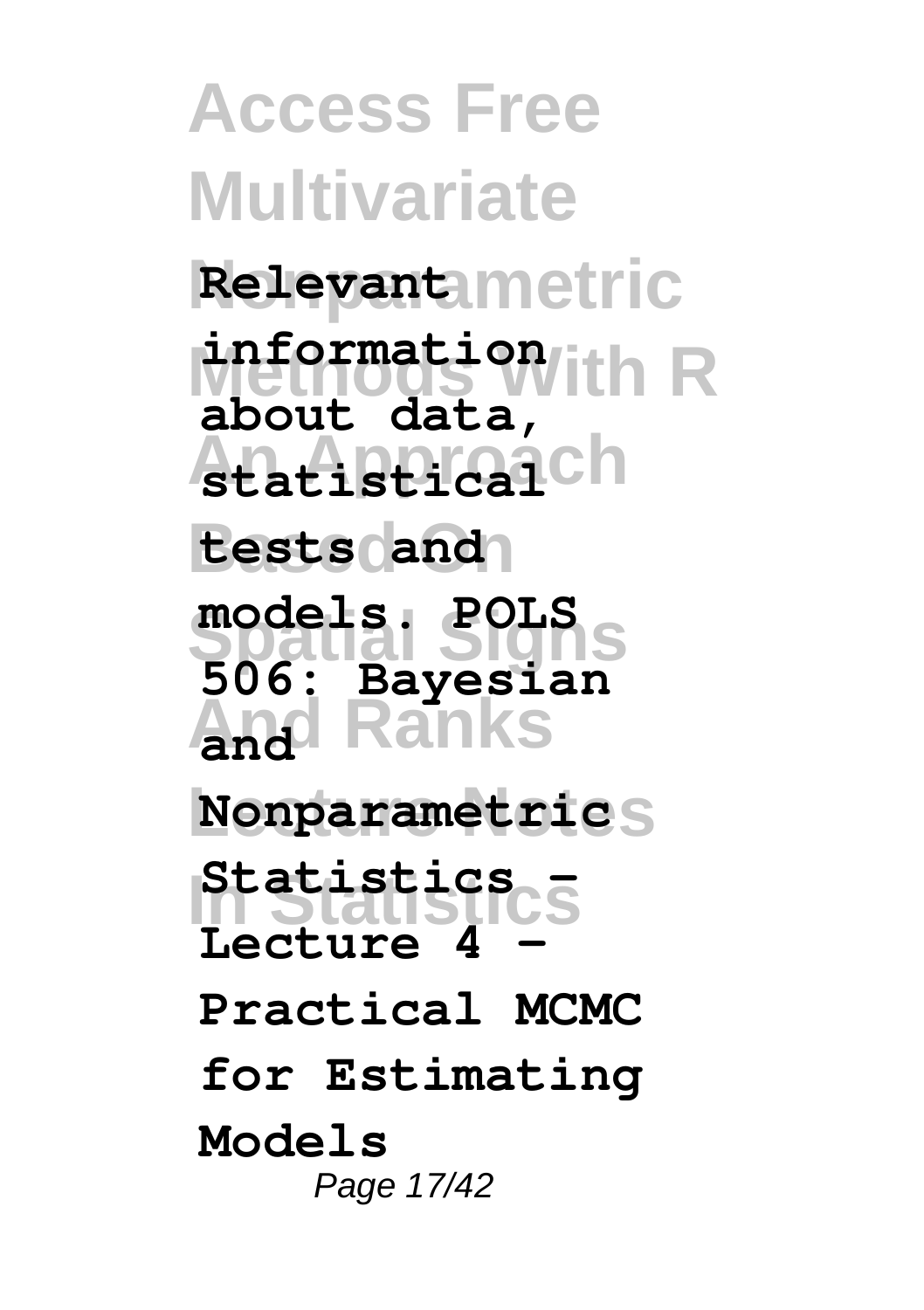**Relevant information about data, statistical tests and models. POLS 506: Bayesian and Nonparametric Statistics - Lecture 4 - Practical MCMC for Estimating Models**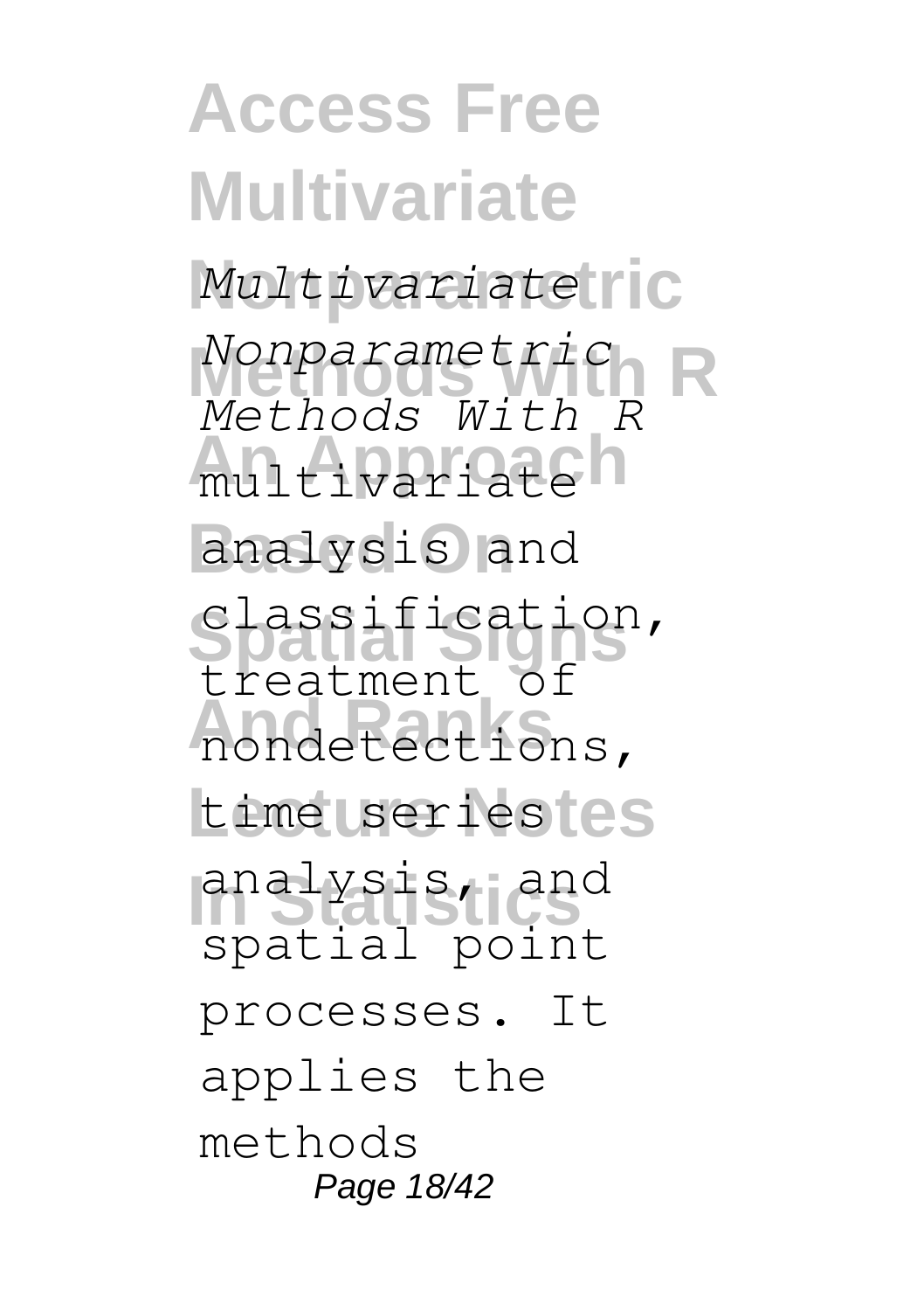*Multivariate Nonparametric Methods With R* multivariate analysis and classification, treatment of nondetections, time series analysis, and spatial point processes. It applies the methods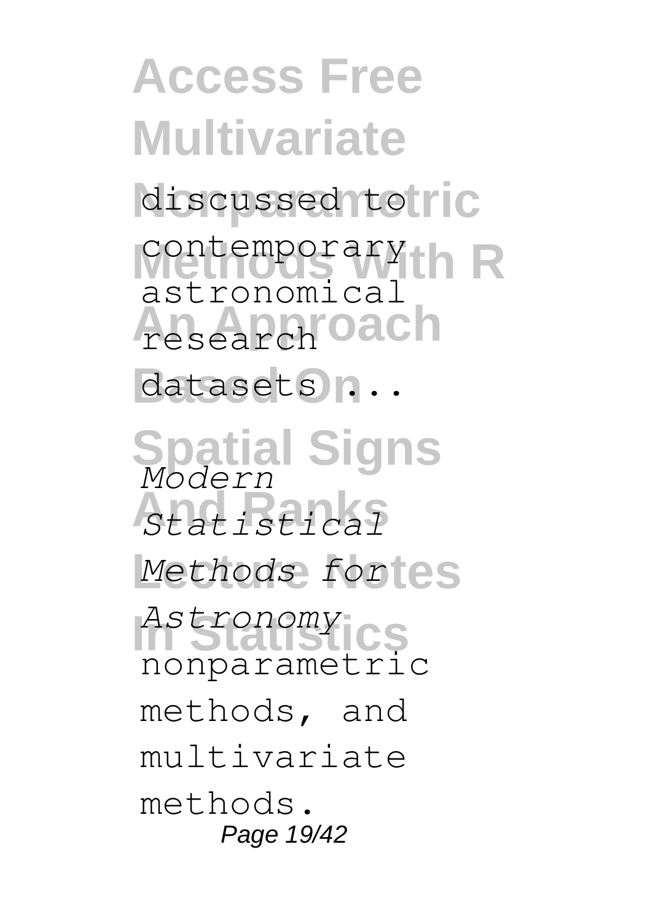discussed to contemporary astronomical research datasets ...

*Modern Statistical Methods for Astronomy* nonparametric methods, and multivariate methods.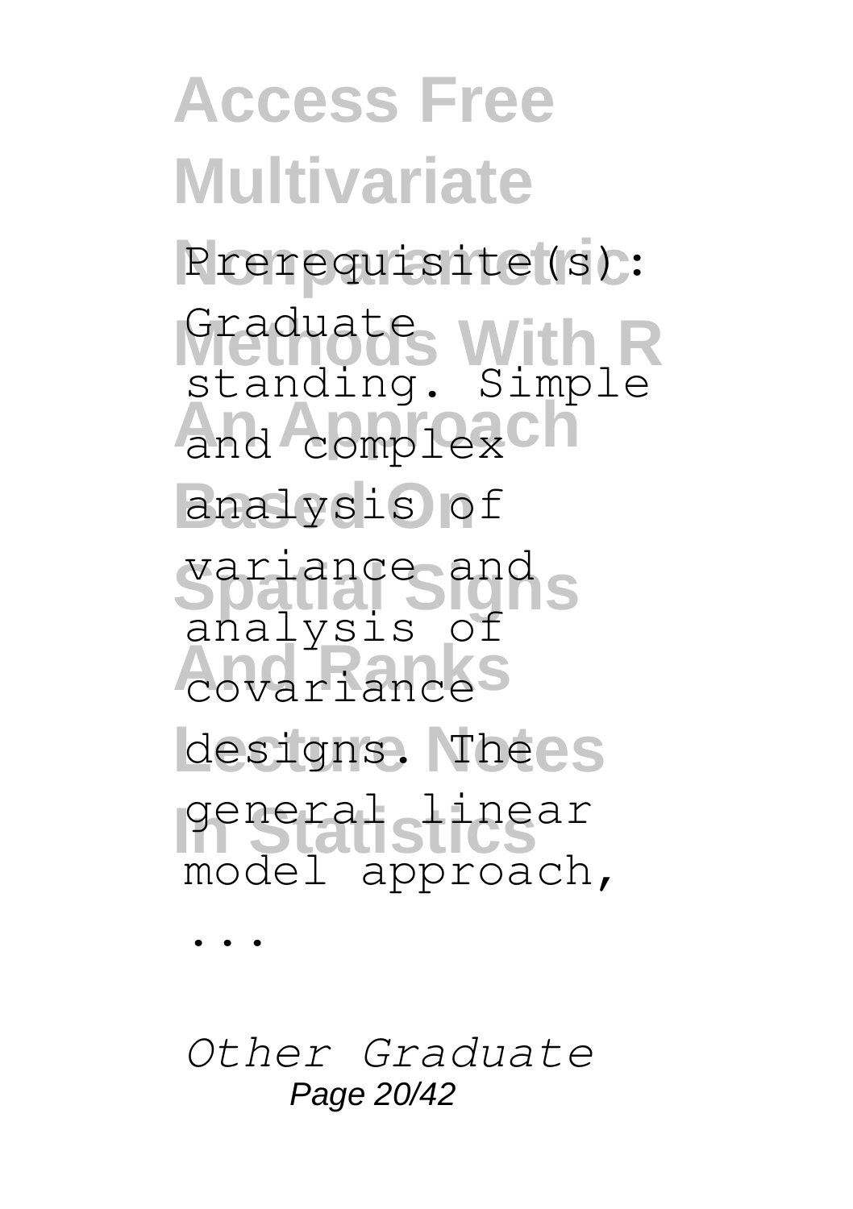Prerequisite(s): Graduate standing. Simple and complex analysis of variance and analysis of covariance designs. The general linear model approach, ...

*Other Graduate*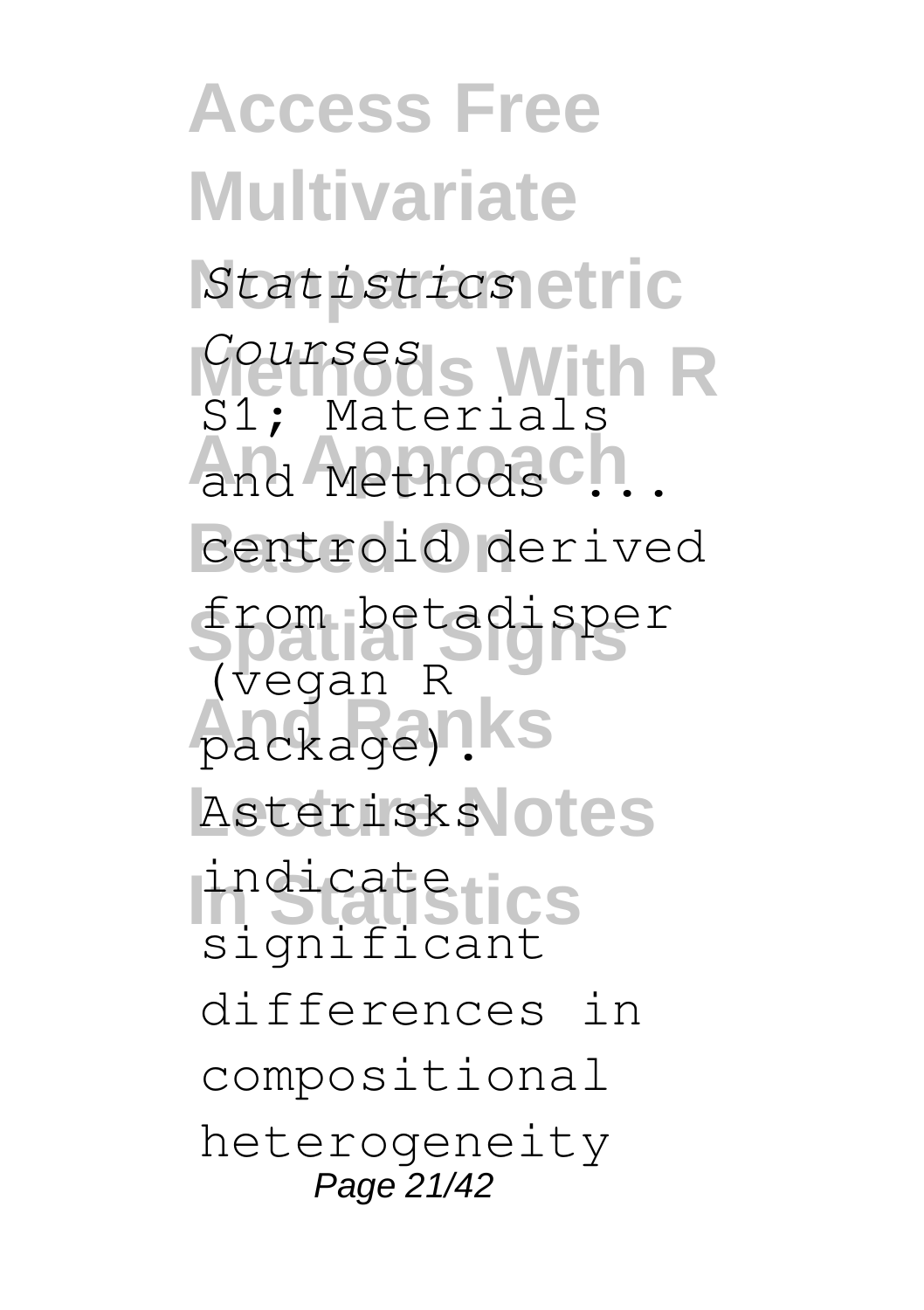*Statistics Courses*

S1; Materials and Methods ... centroid derived from betadisper (vegan R package). Asterisks indicate significant differences in compositional heterogeneity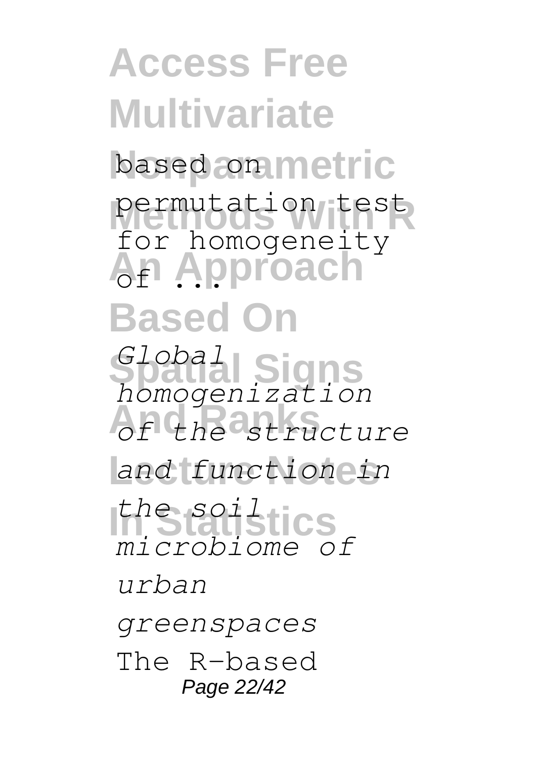based on permutation test for homogeneity of ...

*Global homogenization of the structure and function in the soil microbiome of urban greenspaces*

The R-based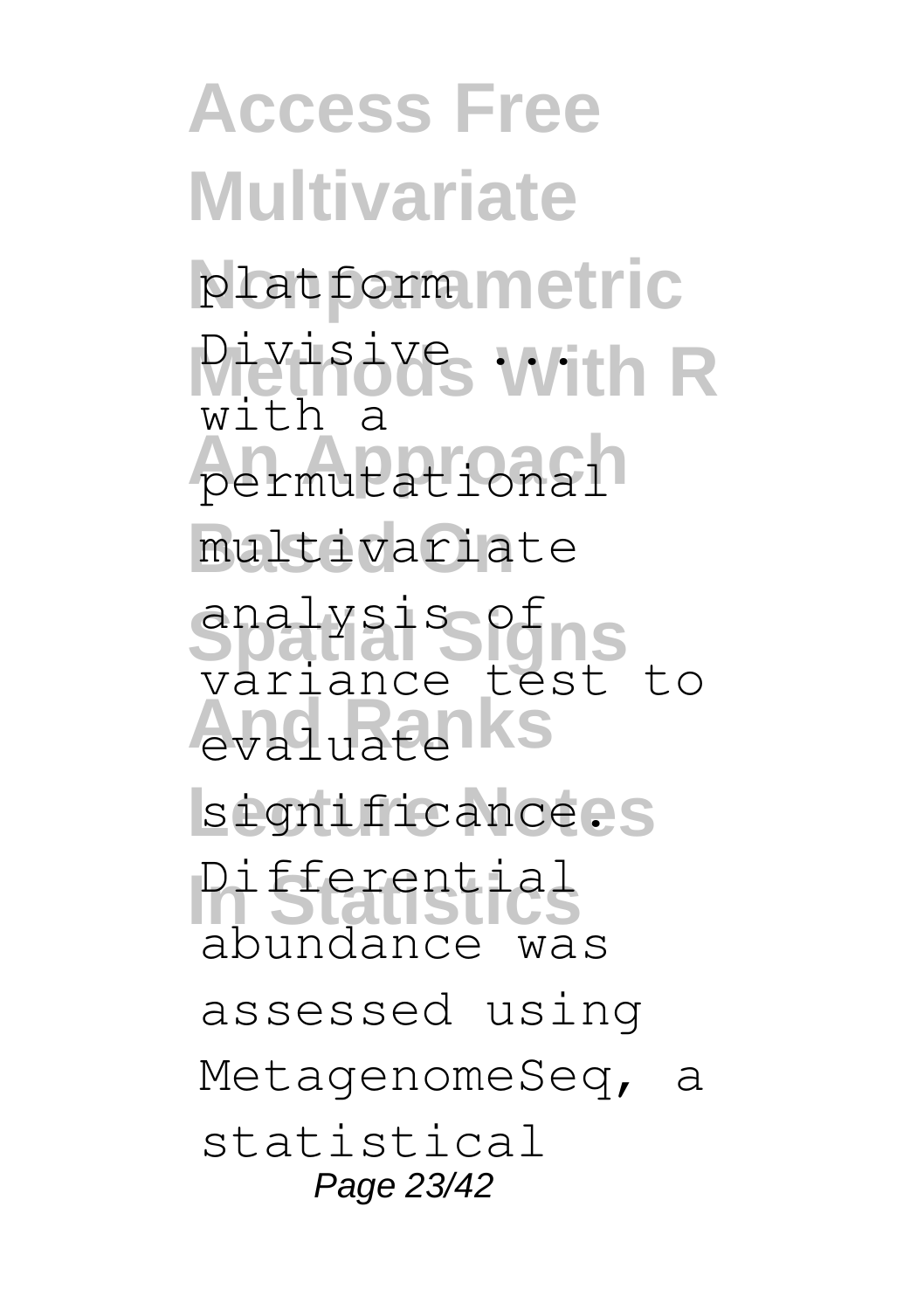platform Divisive ... with a permutational multivariate analysis of variance test to evaluate significance. Differential abundance was assessed using MetagenomeSeq, a statistical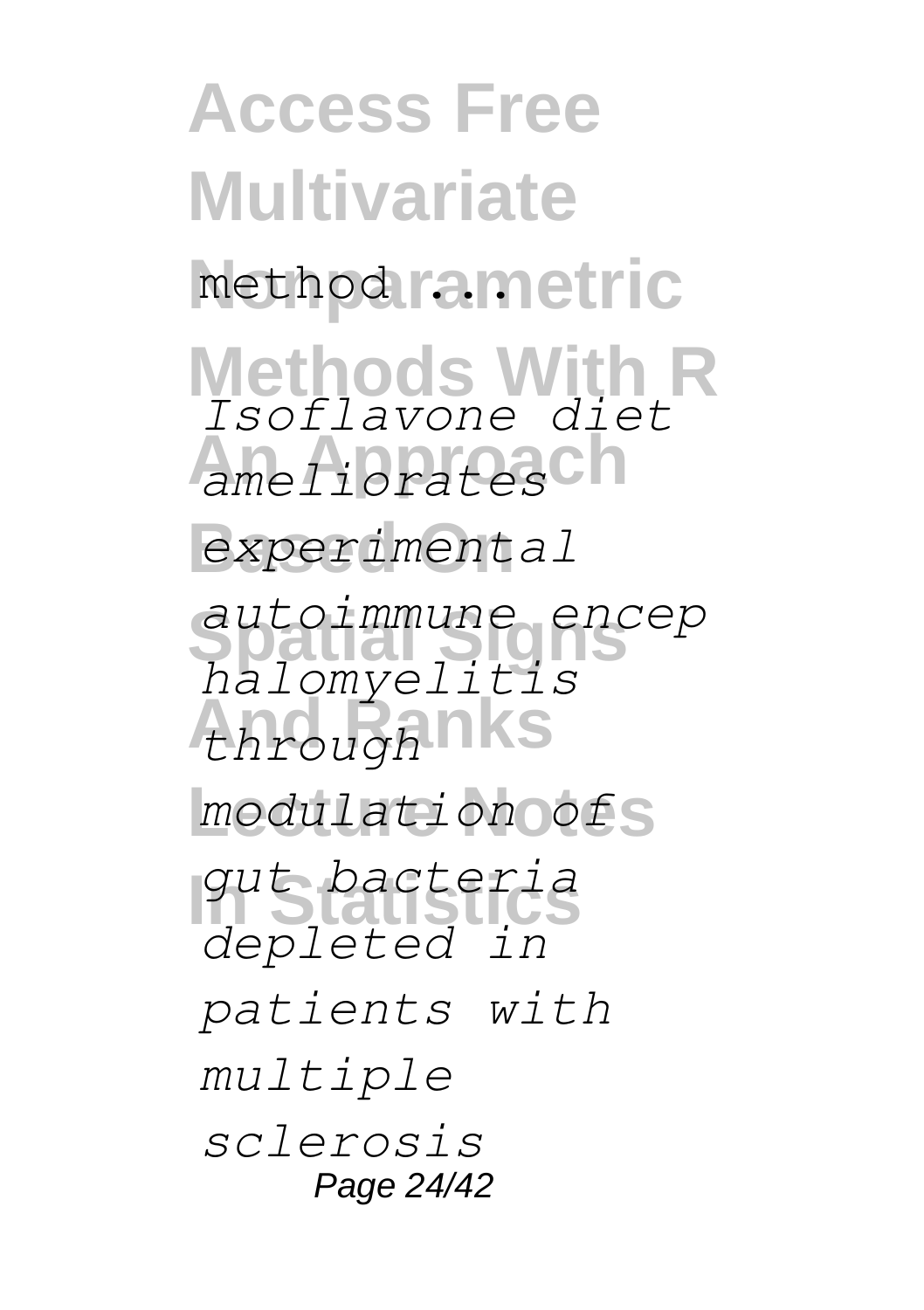method ...

*Isoflavone diet ameliorates experimental autoimmune encephalomyelitis through modulation of gut bacteria depleted in patients with multiple sclerosis*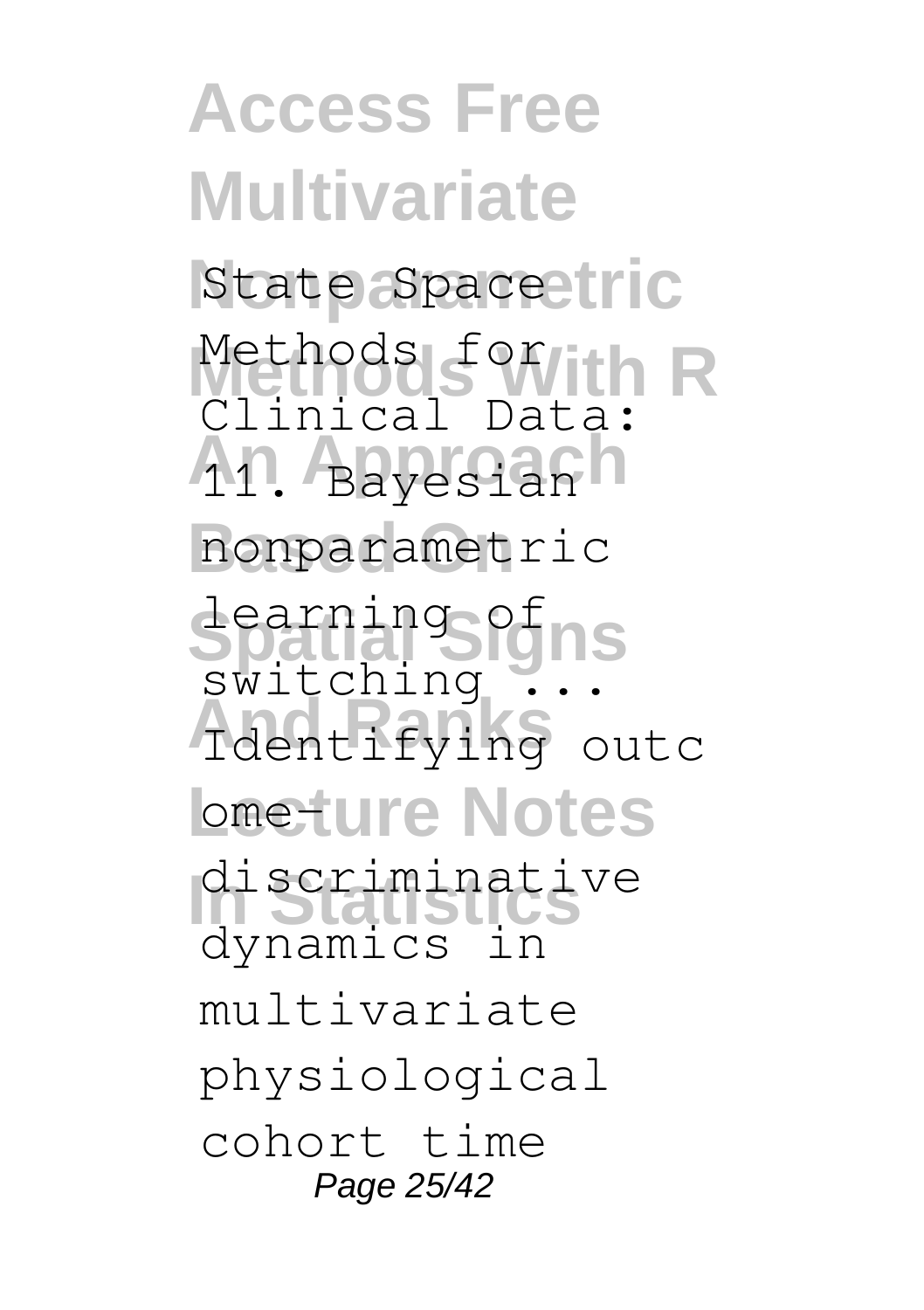State Space Methods for Clinical Data: 11. Bayesian nonparametric learning of switching ... Identifying outcome-discriminative dynamics in multivariate physiological cohort time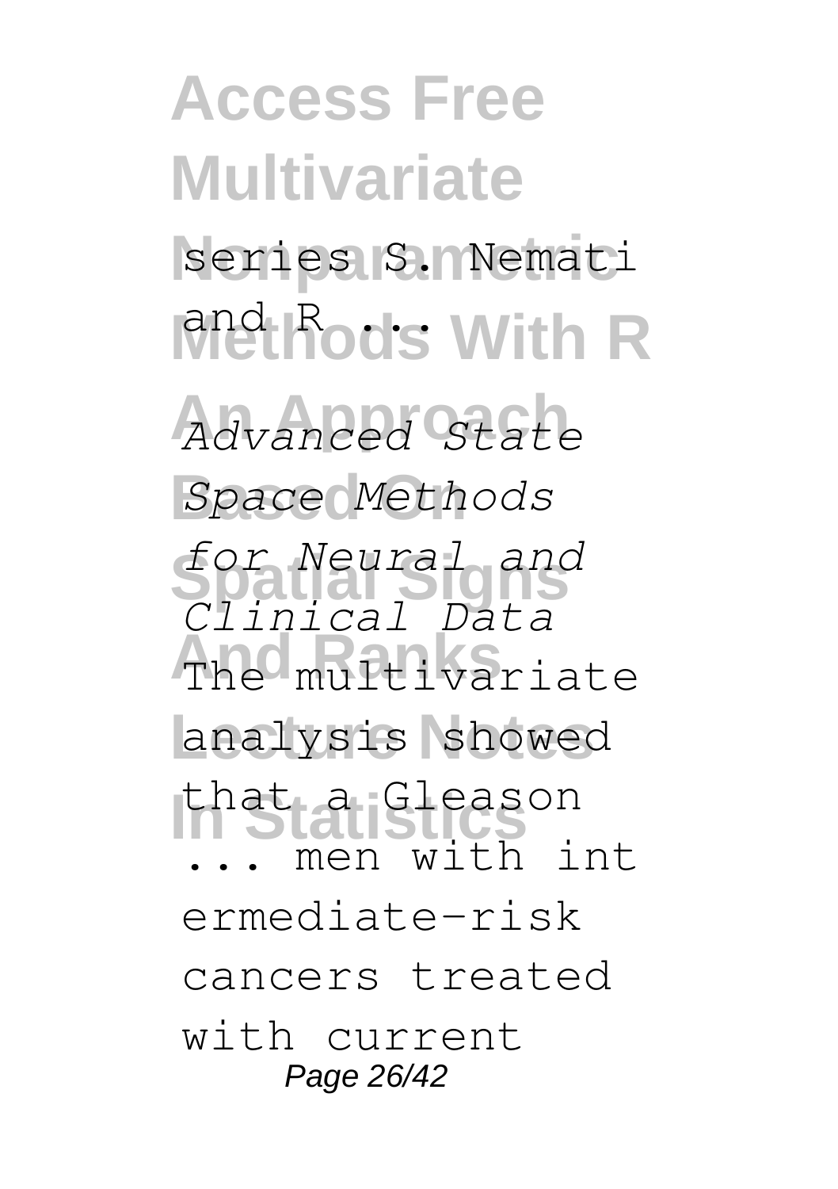series S. Nemati and R ...

*Advanced State Space Methods for Neural and Clinical Data*

The multivariate analysis showed that a Gleason ... men with intermediate-risk cancers treated with current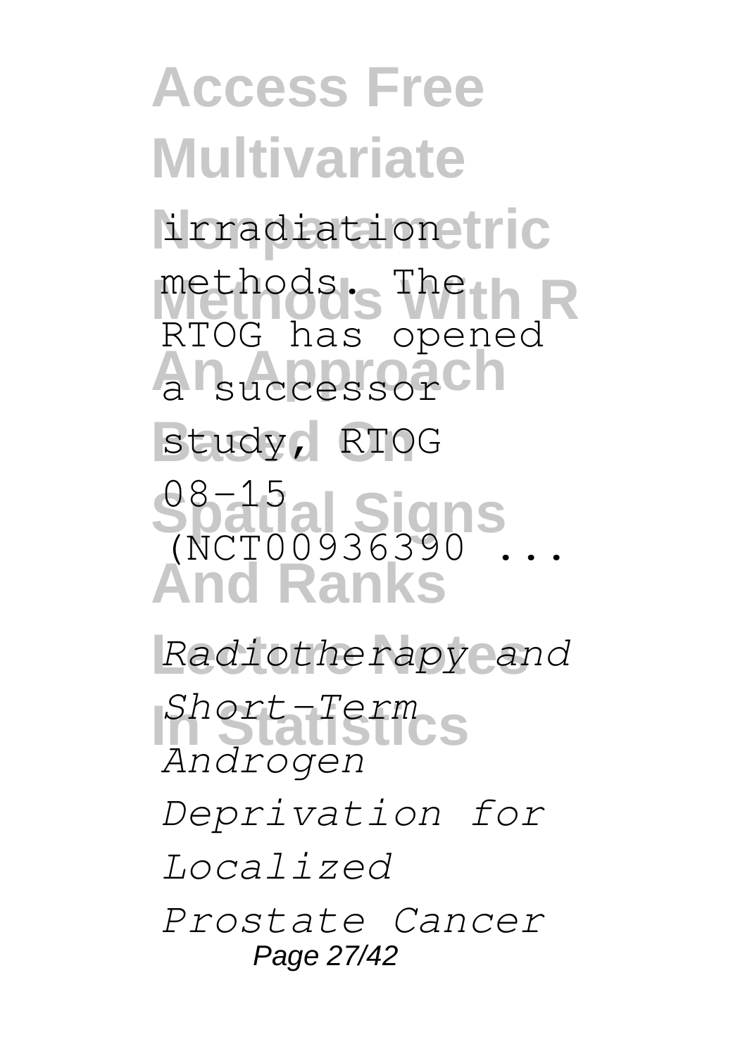irradiation methods. The RTOG has opened a successor study, RTOG 08-15 (NCT00936390 ...

*Radiotherapy and Short-Term Androgen Deprivation for Localized Prostate Cancer*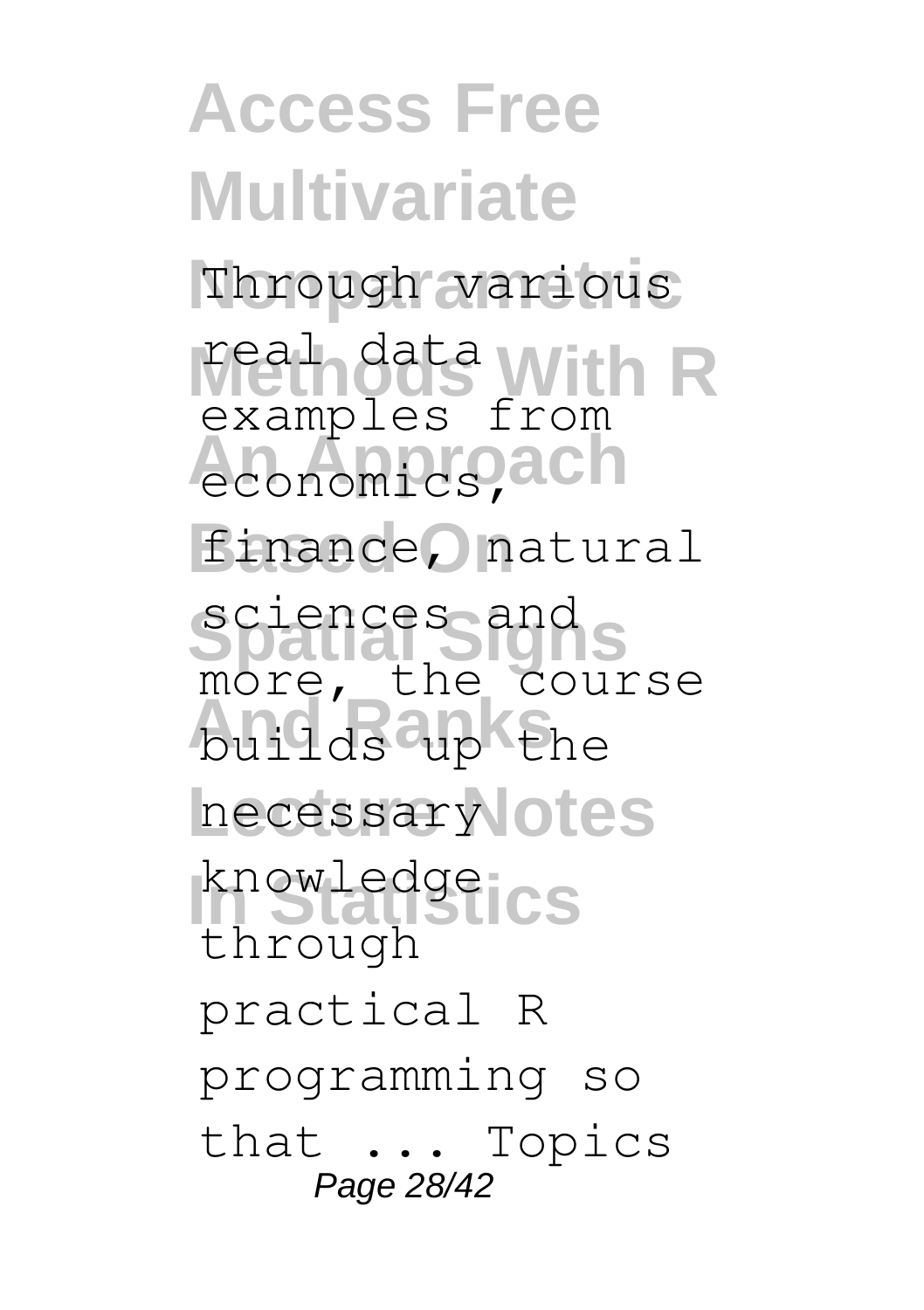Through various real data examples from economics, finance, natural sciences and more, the course builds up the necessary knowledge through practical R programming so that ... Topics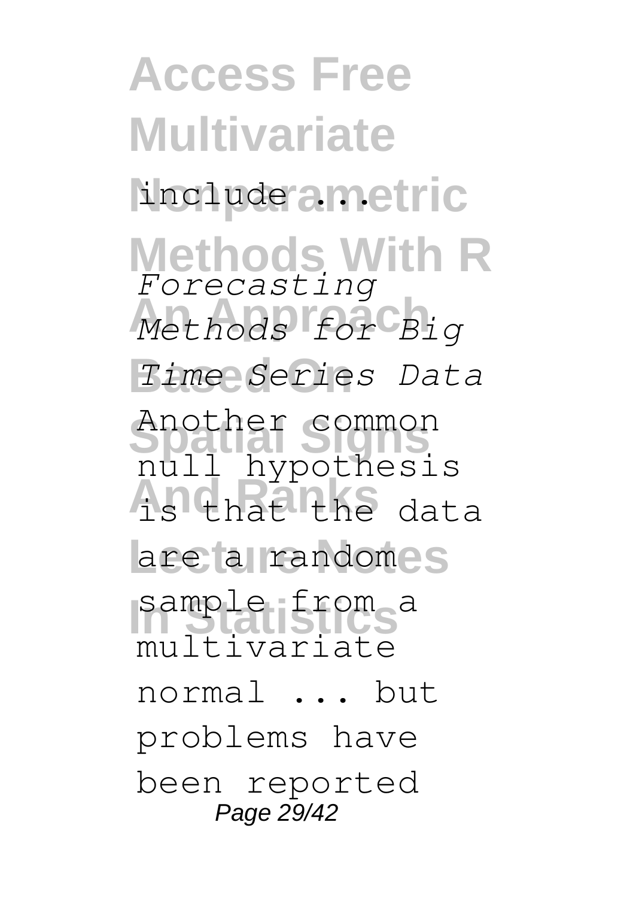include ...

*Forecasting Methods for Big Time Series Data*

Another common null hypothesis is that the data are a random sample from a multivariate normal ... but problems have been reported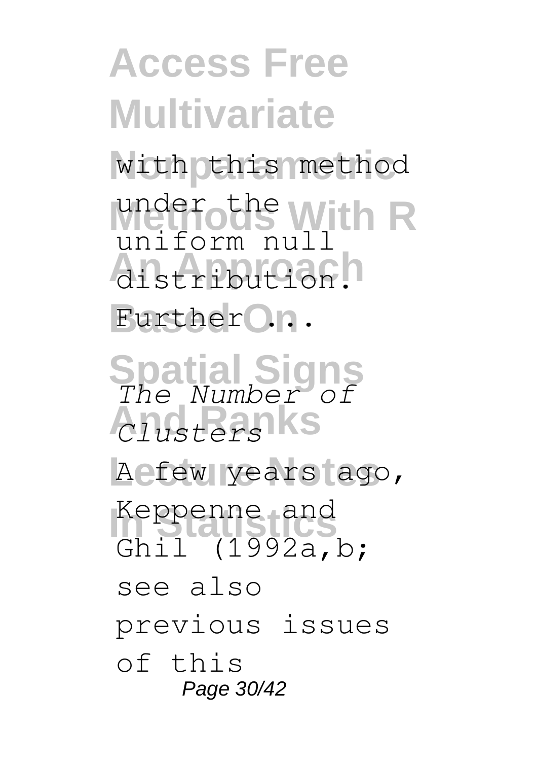with this method under the uniform null distribution. Further ...

*The Number of Clusters*

A few years ago, Keppenne and Ghil (1992a,b; see also previous issues of this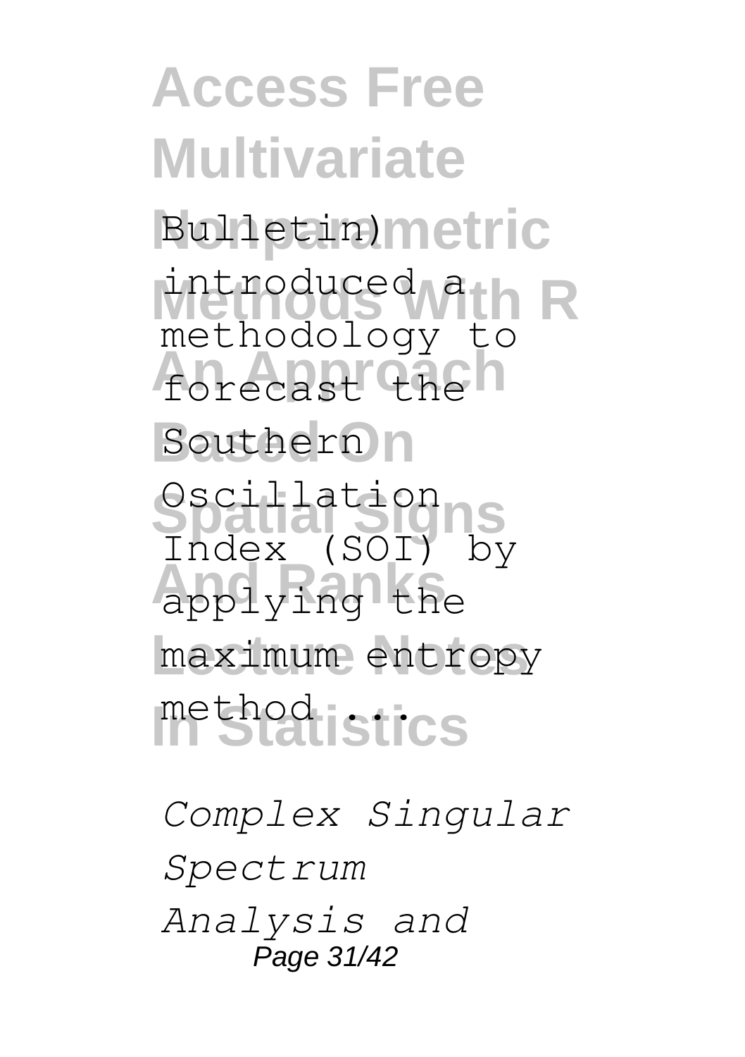Bulletin) introduced a methodology to forecast the Southern Oscillation Index (SOI) by applying the maximum entropy method ...

*Complex Singular Spectrum Analysis and*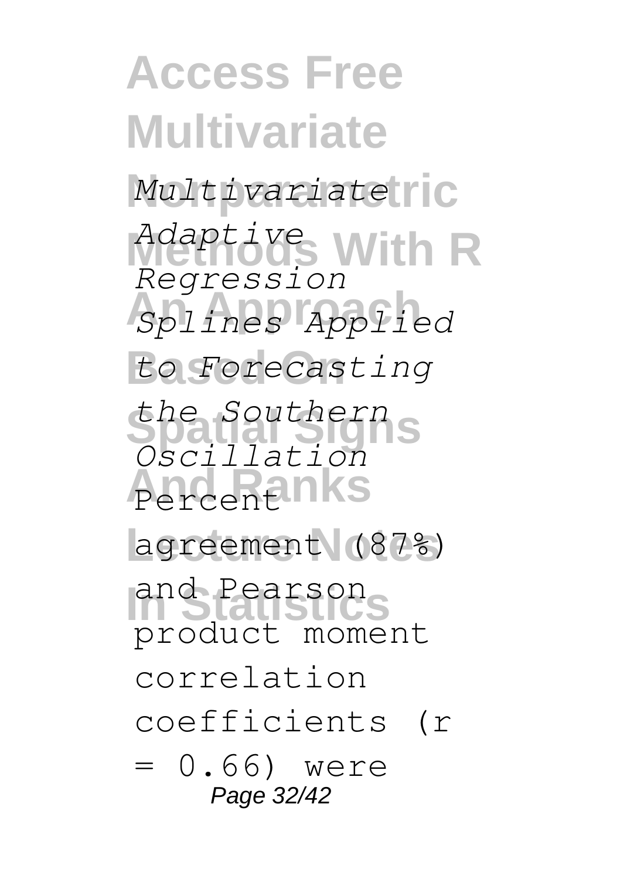*Multivariate Adaptive Regression Splines Applied to Forecasting the Southern Oscillation* Percent agreement (87%) and Pearson product moment correlation coefficients (r = 0.66) were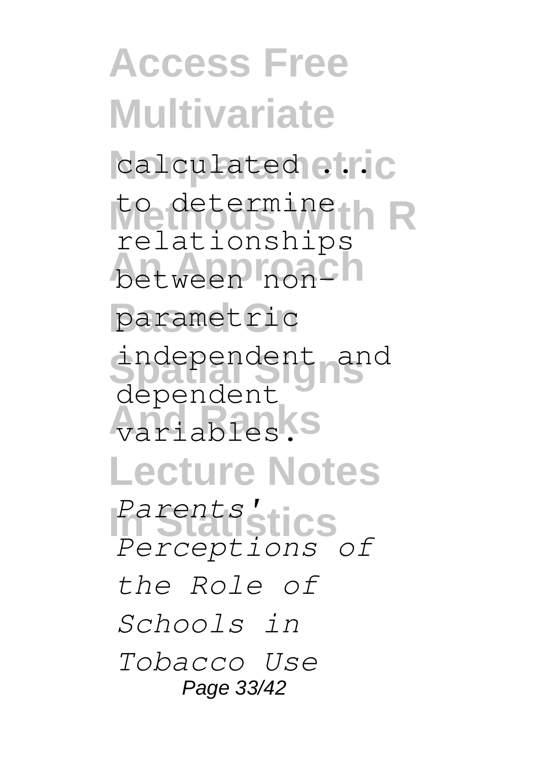calculated ... to determine relationships between non-parametric independent and dependent variables.

*Parents' Perceptions of the Role of Schools in Tobacco Use*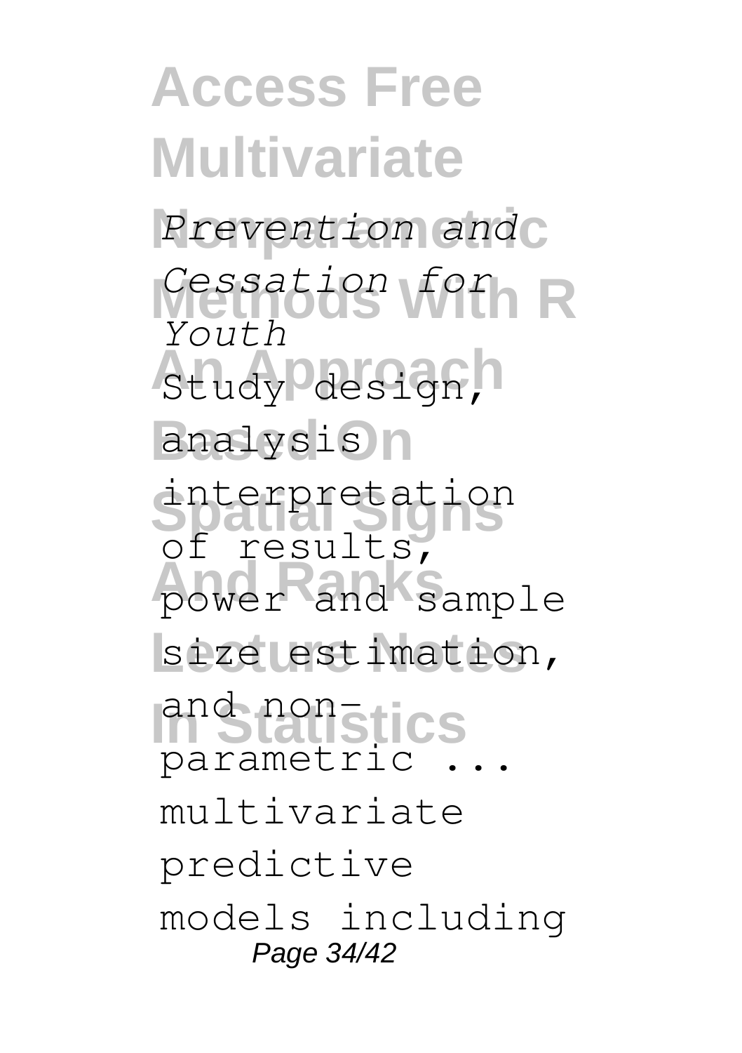*Prevention and Cessation for Youth*

Study design, analysis interpretation of results, power and sample size estimation, and non-parametric ... multivariate predictive models including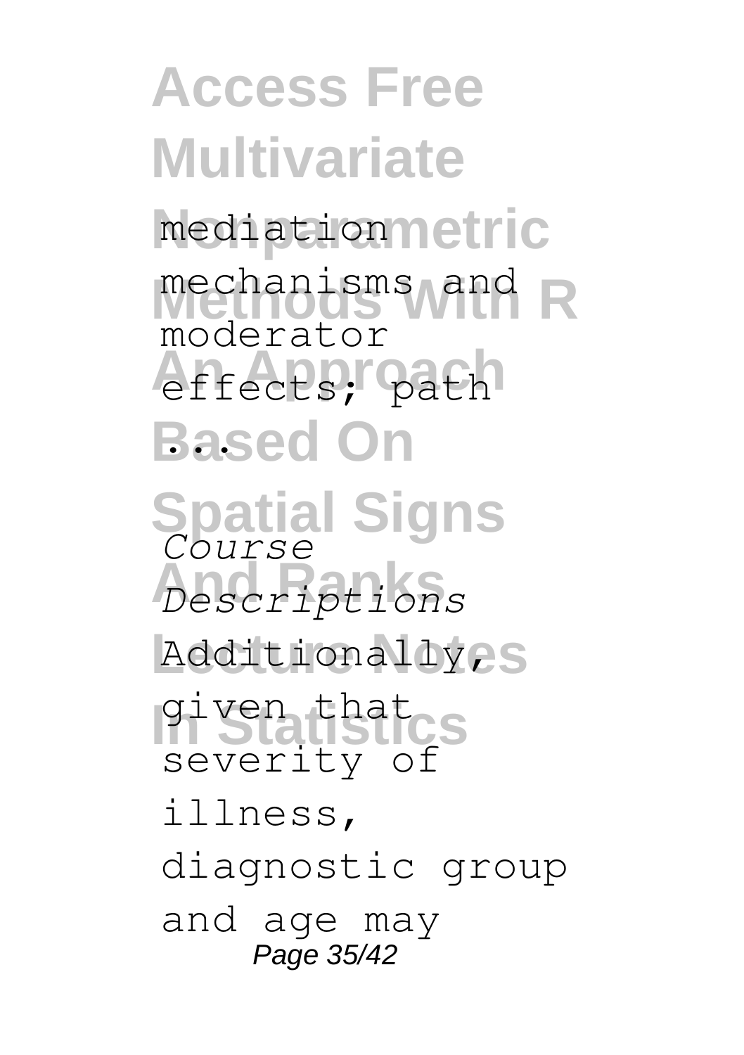mediation mechanisms and moderator effects; path ...

*Course Descriptions*

Additionally, given that severity of illness, diagnostic group and age may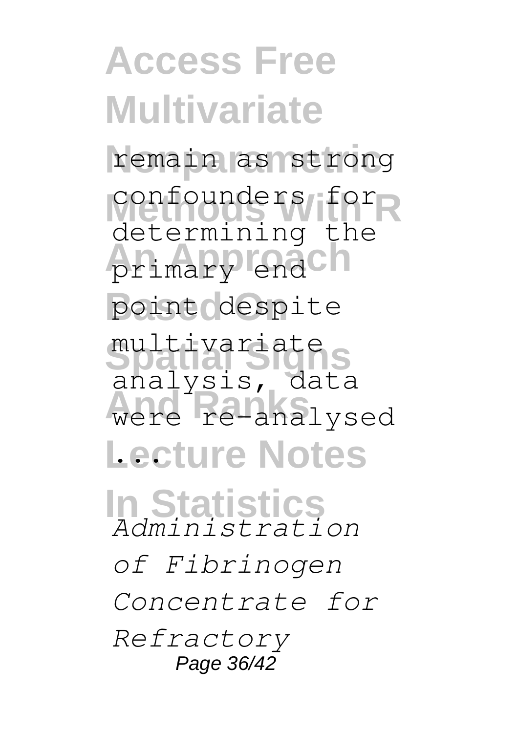remain as strong confounders for determining the primary end point despite multivariate analysis, data were re-analysed ...

*Administration of Fibrinogen Concentrate for Refractory*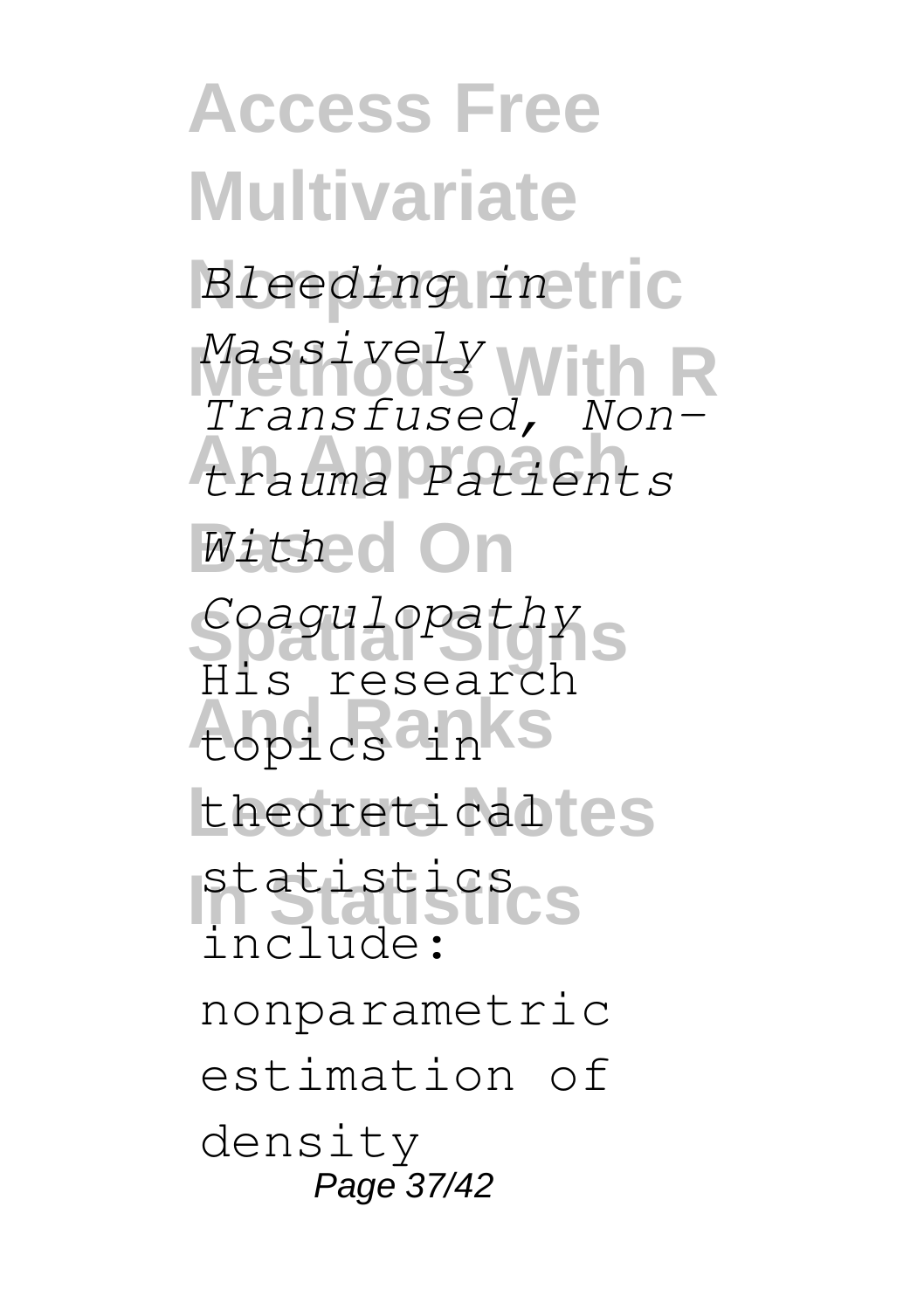*Bleeding in Massively Transfused, Non-trauma Patients With Coagulopathy*

His research topics in theoretical statistics include: nonparametric estimation of density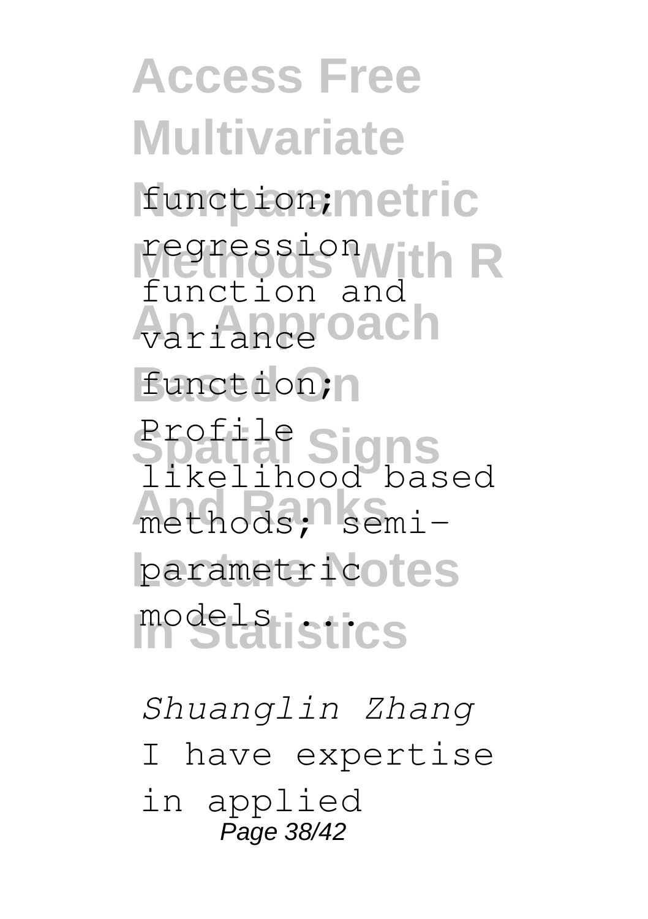function; regression function and variance function; Profile likelihood based methods; semi-parametric models ...

*Shuanglin Zhang*

I have expertise in applied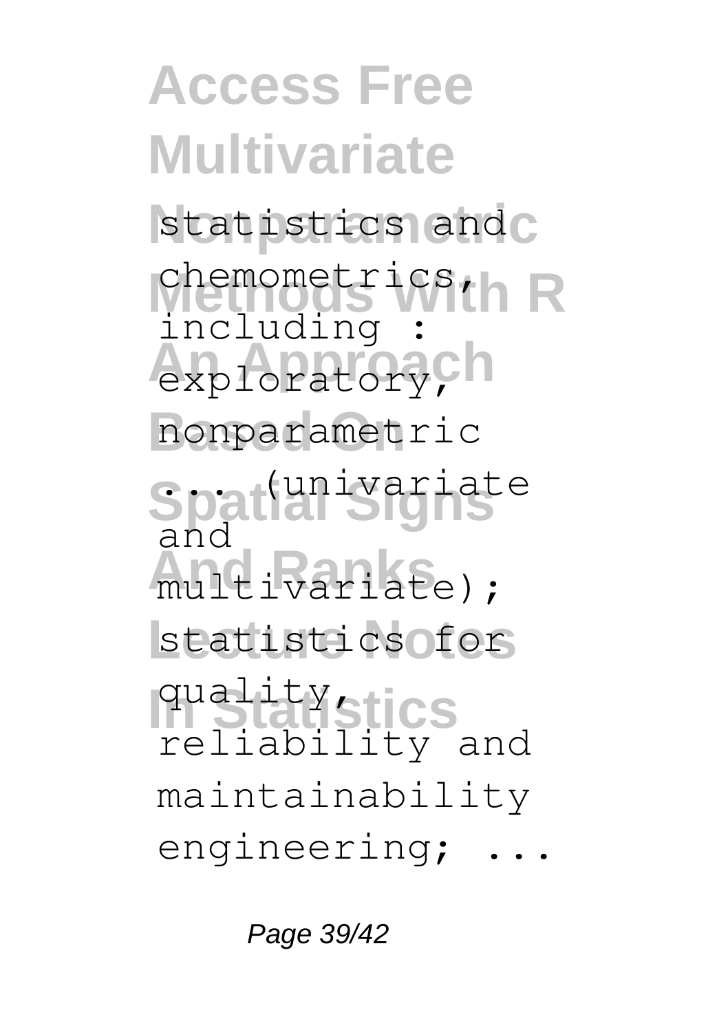statistics and chemometrics, including : exploratory, nonparametric ... (univariate and multivariate); statistics for quality, reliability and maintainability engineering; ...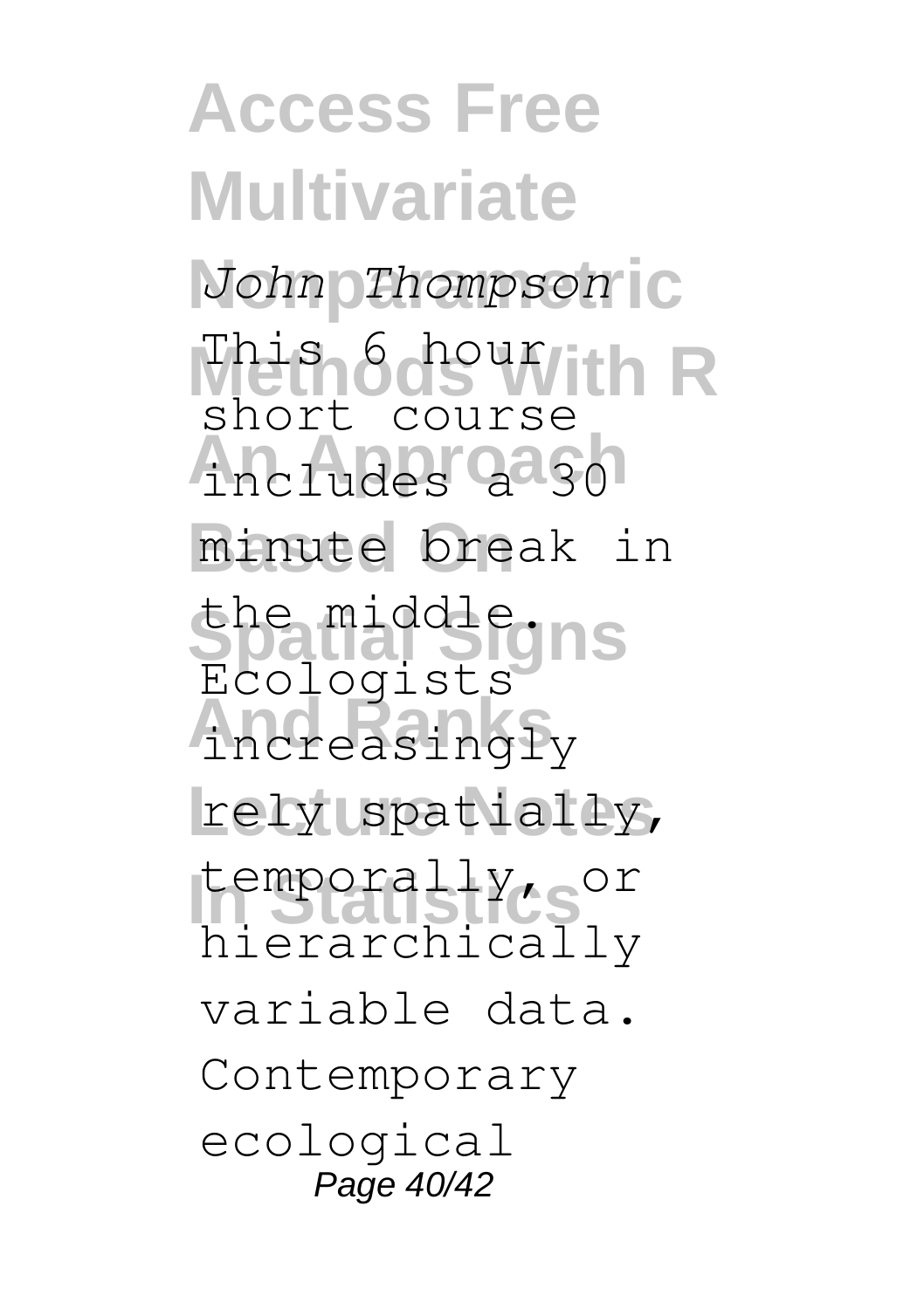*John Thompson*

This 6 hour short course includes a 30 minute break in the middle.

Ecologists increasingly rely spatially, temporally, or hierarchically variable data. Contemporary ecological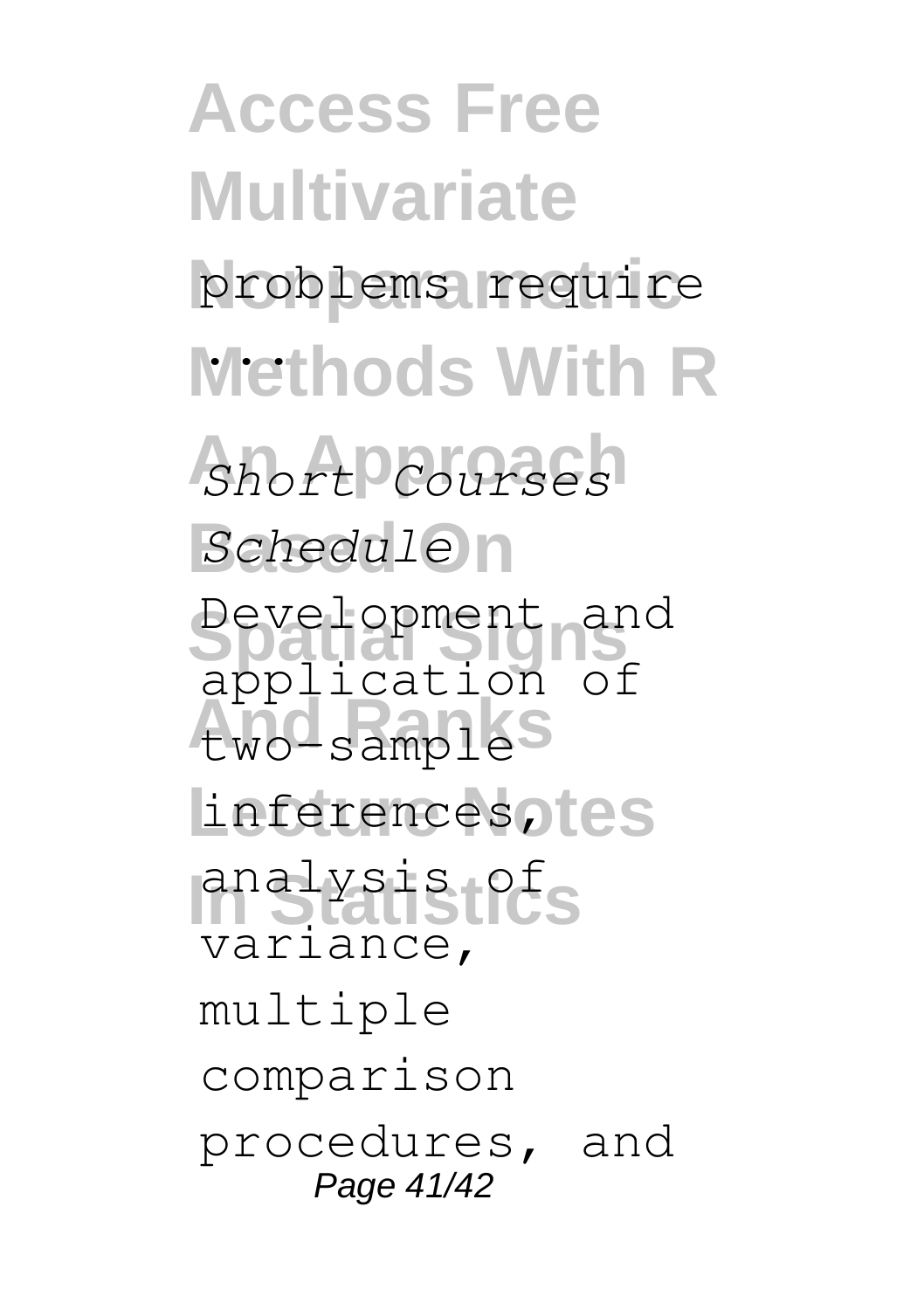problems require ...

*Short Courses Schedule*

Development and application of two-sample inferences, analysis of variance, multiple comparison procedures, and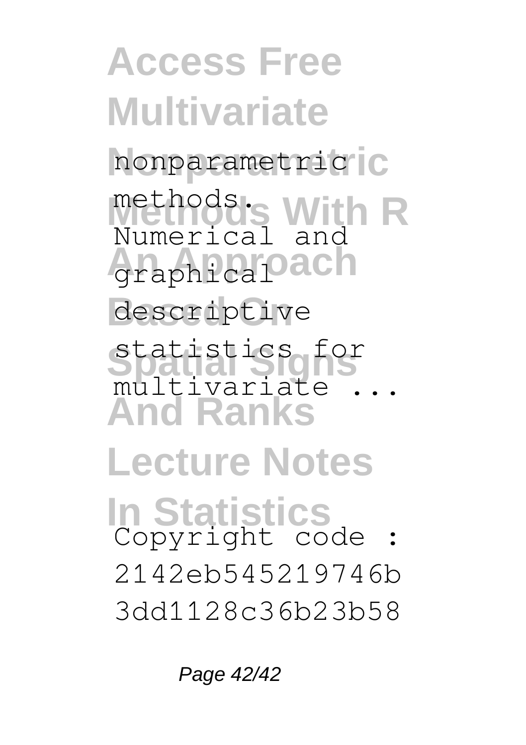nonparametric methods. Numerical and graphical descriptive statistics for multivariate ...

Copyright code : 2142eb545219746b3dd1128c36b23b58